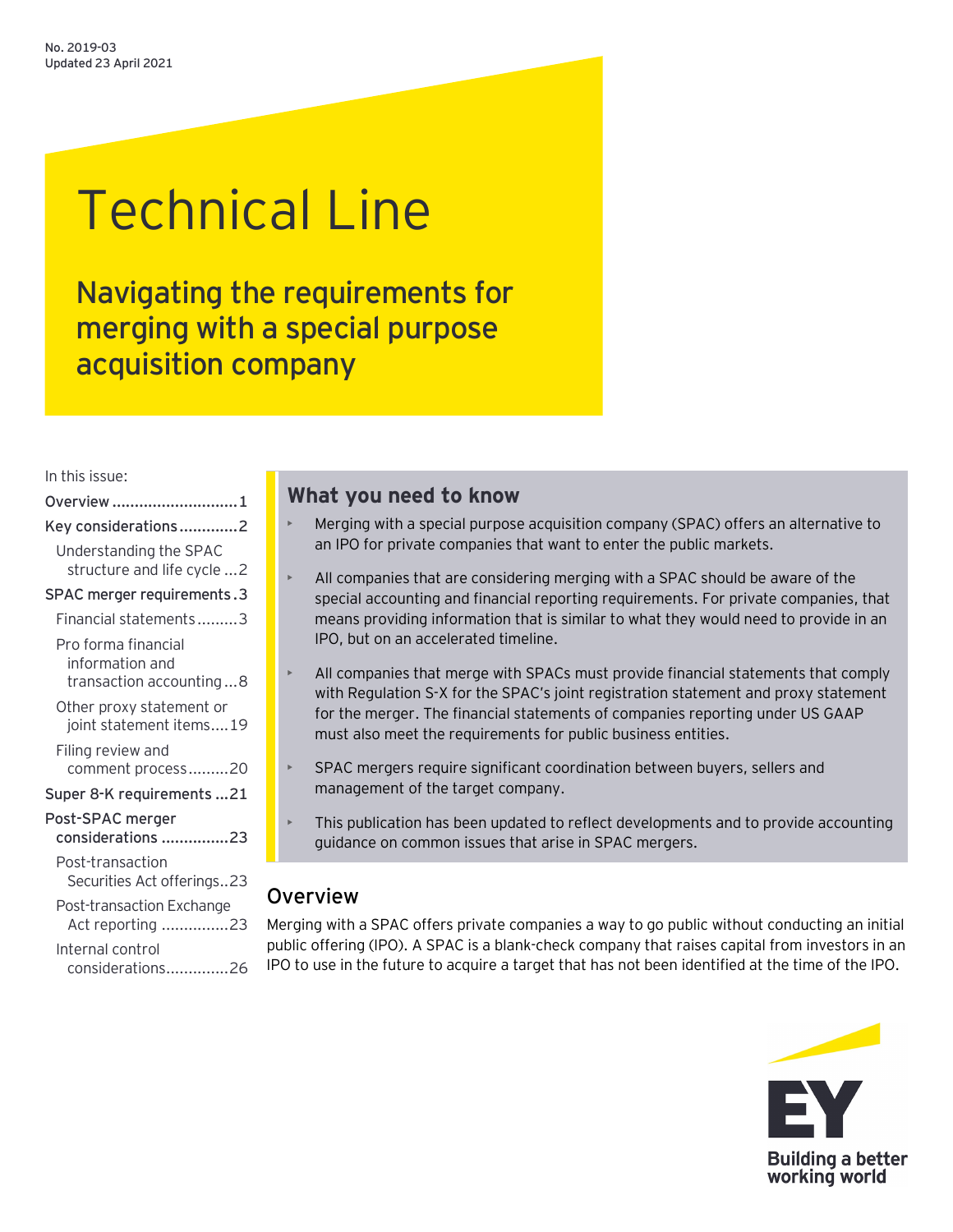No. 2019-03
Updated 23 April 2021

# Technical Line

## Navigating the requirements for merging with a special purpose acquisition company

In this issue:

- Overview ............................ 1
- Key considerations ............. 2
  - Understanding the SPAC structure and life cycle ... 2
- SPAC merger requirements . 3
  - Financial statements ......... 3
  - Pro forma financial information and transaction accounting ... 8
  - Other proxy statement or joint statement items .... 19
  - Filing review and comment process ......... 20
- Super 8-K requirements ... 21
- Post-SPAC merger considerations ............... 23
  - Post-transaction Securities Act offerings .. 23
  - Post-transaction Exchange Act reporting ............... 23
  - Internal control considerations .............. 26

### What you need to know

- Merging with a special purpose acquisition company (SPAC) offers an alternative to an IPO for private companies that want to enter the public markets.
- All companies that are considering merging with a SPAC should be aware of the special accounting and financial reporting requirements. For private companies, that means providing information that is similar to what they would need to provide in an IPO, but on an accelerated timeline.
- All companies that merge with SPACs must provide financial statements that comply with Regulation S-X for the SPAC's joint registration statement and proxy statement for the merger. The financial statements of companies reporting under US GAAP must also meet the requirements for public business entities.
- SPAC mergers require significant coordination between buyers, sellers and management of the target company.
- This publication has been updated to reflect developments and to provide accounting guidance on common issues that arise in SPAC mergers.

## Overview

Merging with a SPAC offers private companies a way to go public without conducting an initial public offering (IPO). A SPAC is a blank-check company that raises capital from investors in an IPO to use in the future to acquire a target that has not been identified at the time of the IPO.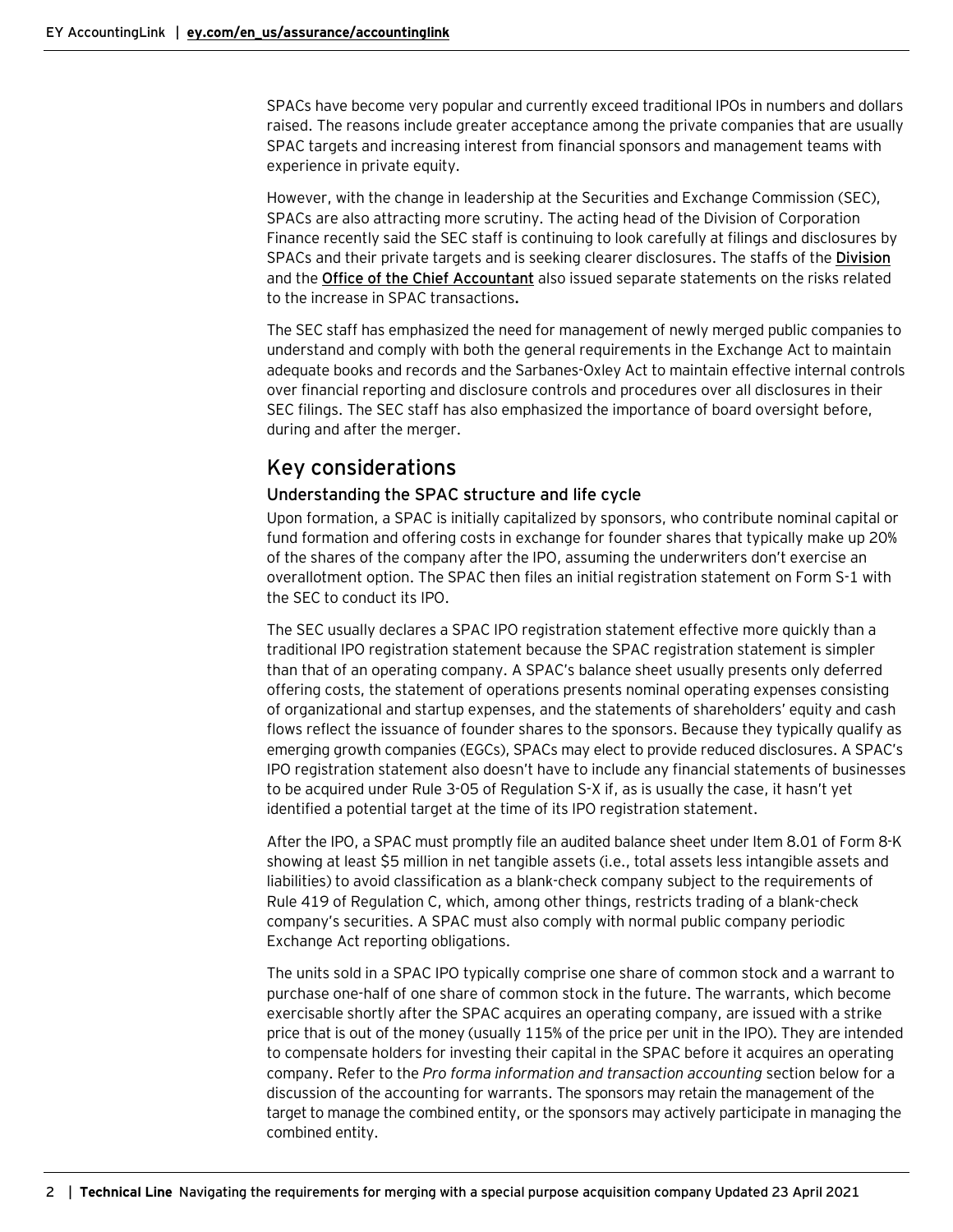SPACs have become very popular and currently exceed traditional IPOs in numbers and dollars raised. The reasons include greater acceptance among the private companies that are usually SPAC targets and increasing interest from financial sponsors and management teams with experience in private equity.

However, with the change in leadership at the Securities and Exchange Commission (SEC), SPACs are also attracting more scrutiny. The acting head of the Division of Corporation Finance recently said the SEC staff is continuing to look carefully at filings and disclosures by SPACs and their private targets and is seeking clearer disclosures. The staffs of the **Division** and the **Office of the Chief Accountant** also issued separate statements on the risks related to the increase in SPAC transactions**.**

The SEC staff has emphasized the need for management of newly merged public companies to understand and comply with both the general requirements in the Exchange Act to maintain adequate books and records and the Sarbanes-Oxley Act to maintain effective internal controls over financial reporting and disclosure controls and procedures over all disclosures in their SEC filings. The SEC staff has also emphasized the importance of board oversight before, during and after the merger.

## Key considerations

### Understanding the SPAC structure and life cycle

Upon formation, a SPAC is initially capitalized by sponsors, who contribute nominal capital or fund formation and offering costs in exchange for founder shares that typically make up 20% of the shares of the company after the IPO, assuming the underwriters don't exercise an overallotment option. The SPAC then files an initial registration statement on Form S-1 with the SEC to conduct its IPO.

The SEC usually declares a SPAC IPO registration statement effective more quickly than a traditional IPO registration statement because the SPAC registration statement is simpler than that of an operating company. A SPAC's balance sheet usually presents only deferred offering costs, the statement of operations presents nominal operating expenses consisting of organizational and startup expenses, and the statements of shareholders' equity and cash flows reflect the issuance of founder shares to the sponsors. Because they typically qualify as emerging growth companies (EGCs), SPACs may elect to provide reduced disclosures. A SPAC's IPO registration statement also doesn't have to include any financial statements of businesses to be acquired under Rule 3-05 of Regulation S-X if, as is usually the case, it hasn't yet identified a potential target at the time of its IPO registration statement.

After the IPO, a SPAC must promptly file an audited balance sheet under Item 8.01 of Form 8-K showing at least $5 million in net tangible assets (i.e., total assets less intangible assets and liabilities) to avoid classification as a blank-check company subject to the requirements of Rule 419 of Regulation C, which, among other things, restricts trading of a blank-check company's securities. A SPAC must also comply with normal public company periodic Exchange Act reporting obligations.

The units sold in a SPAC IPO typically comprise one share of common stock and a warrant to purchase one-half of one share of common stock in the future. The warrants, which become exercisable shortly after the SPAC acquires an operating company, are issued with a strike price that is out of the money (usually 115% of the price per unit in the IPO). They are intended to compensate holders for investing their capital in the SPAC before it acquires an operating company. Refer to the *Pro forma information and transaction accounting* section below for a discussion of the accounting for warrants. The sponsors may retain the management of the target to manage the combined entity, or the sponsors may actively participate in managing the combined entity.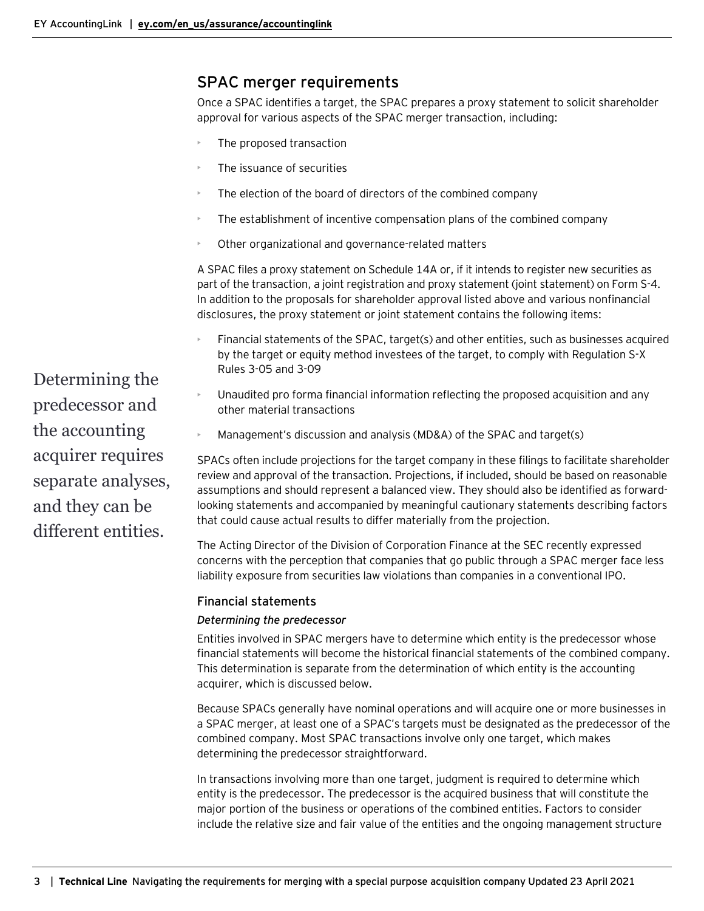## SPAC merger requirements

Once a SPAC identifies a target, the SPAC prepares a proxy statement to solicit shareholder approval for various aspects of the SPAC merger transaction, including:

- The proposed transaction
- The issuance of securities
- The election of the board of directors of the combined company
- The establishment of incentive compensation plans of the combined company
- Other organizational and governance-related matters

A SPAC files a proxy statement on Schedule 14A or, if it intends to register new securities as part of the transaction, a joint registration and proxy statement (joint statement) on Form S-4. In addition to the proposals for shareholder approval listed above and various nonfinancial disclosures, the proxy statement or joint statement contains the following items:

- Financial statements of the SPAC, target(s) and other entities, such as businesses acquired by the target or equity method investees of the target, to comply with Regulation S-X Rules 3-05 and 3-09
- Unaudited pro forma financial information reflecting the proposed acquisition and any other material transactions
- Management's discussion and analysis (MD&A) of the SPAC and target(s)

Determining the predecessor and the accounting acquirer requires separate analyses, and they can be different entities.

SPACs often include projections for the target company in these filings to facilitate shareholder review and approval of the transaction. Projections, if included, should be based on reasonable assumptions and should represent a balanced view. They should also be identified as forward-looking statements and accompanied by meaningful cautionary statements describing factors that could cause actual results to differ materially from the projection.

The Acting Director of the Division of Corporation Finance at the SEC recently expressed concerns with the perception that companies that go public through a SPAC merger face less liability exposure from securities law violations than companies in a conventional IPO.

### Financial statements

***Determining the predecessor***

Entities involved in SPAC mergers have to determine which entity is the predecessor whose financial statements will become the historical financial statements of the combined company. This determination is separate from the determination of which entity is the accounting acquirer, which is discussed below.

Because SPACs generally have nominal operations and will acquire one or more businesses in a SPAC merger, at least one of a SPAC's targets must be designated as the predecessor of the combined company. Most SPAC transactions involve only one target, which makes determining the predecessor straightforward.

In transactions involving more than one target, judgment is required to determine which entity is the predecessor. The predecessor is the acquired business that will constitute the major portion of the business or operations of the combined entities. Factors to consider include the relative size and fair value of the entities and the ongoing management structure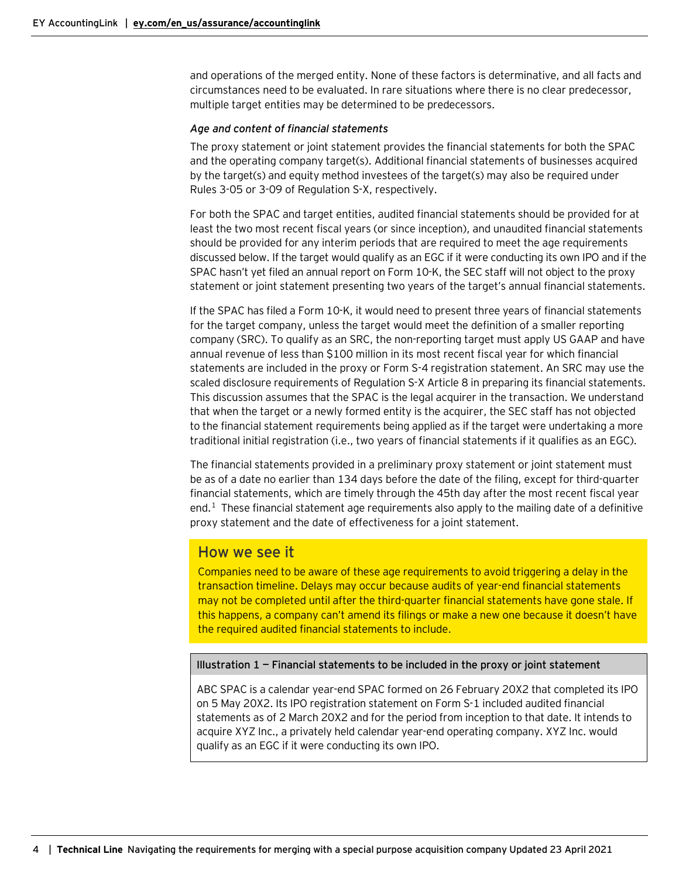and operations of the merged entity. None of these factors is determinative, and all facts and circumstances need to be evaluated. In rare situations where there is no clear predecessor, multiple target entities may be determined to be predecessors.

*Age and content of financial statements*

The proxy statement or joint statement provides the financial statements for both the SPAC and the operating company target(s). Additional financial statements of businesses acquired by the target(s) and equity method investees of the target(s) may also be required under Rules 3-05 or 3-09 of Regulation S-X, respectively.

For both the SPAC and target entities, audited financial statements should be provided for at least the two most recent fiscal years (or since inception), and unaudited financial statements should be provided for any interim periods that are required to meet the age requirements discussed below. If the target would qualify as an EGC if it were conducting its own IPO and if the SPAC hasn't yet filed an annual report on Form 10-K, the SEC staff will not object to the proxy statement or joint statement presenting two years of the target's annual financial statements.

If the SPAC has filed a Form 10-K, it would need to present three years of financial statements for the target company, unless the target would meet the definition of a smaller reporting company (SRC). To qualify as an SRC, the non-reporting target must apply US GAAP and have annual revenue of less than $100 million in its most recent fiscal year for which financial statements are included in the proxy or Form S-4 registration statement. An SRC may use the scaled disclosure requirements of Regulation S-X Article 8 in preparing its financial statements. This discussion assumes that the SPAC is the legal acquirer in the transaction. We understand that when the target or a newly formed entity is the acquirer, the SEC staff has not objected to the financial statement requirements being applied as if the target were undertaking a more traditional initial registration (i.e., two years of financial statements if it qualifies as an EGC).

The financial statements provided in a preliminary proxy statement or joint statement must be as of a date no earlier than 134 days before the date of the filing, except for third-quarter financial statements, which are timely through the 45th day after the most recent fiscal year end.[1] These financial statement age requirements also apply to the mailing date of a definitive proxy statement and the date of effectiveness for a joint statement.

## How we see it

Companies need to be aware of these age requirements to avoid triggering a delay in the transaction timeline. Delays may occur because audits of year-end financial statements may not be completed until after the third-quarter financial statements have gone stale. If this happens, a company can't amend its filings or make a new one because it doesn't have the required audited financial statements to include.

**Illustration 1 — Financial statements to be included in the proxy or joint statement**

ABC SPAC is a calendar year-end SPAC formed on 26 February 20X2 that completed its IPO on 5 May 20X2. Its IPO registration statement on Form S-1 included audited financial statements as of 2 March 20X2 and for the period from inception to that date. It intends to acquire XYZ Inc., a privately held calendar year-end operating company. XYZ Inc. would qualify as an EGC if it were conducting its own IPO.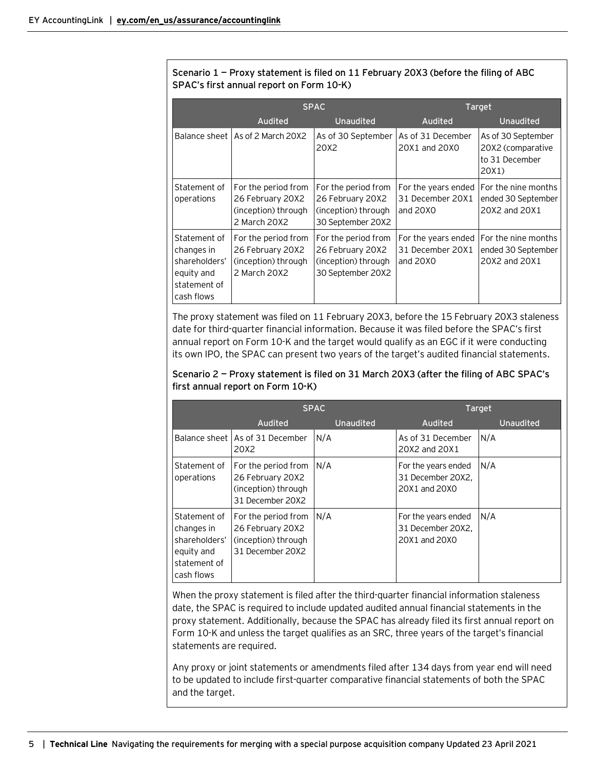**Scenario 1 — Proxy statement is filed on 11 February 20X3 (before the filing of ABC SPAC's first annual report on Form 10-K)**

| | SPAC | | Target | |
|---|---|---|---|---|
| | Audited | Unaudited | Audited | Unaudited |
| Balance sheet | As of 2 March 20X2 | As of 30 September 20X2 | As of 31 December 20X1 and 20X0 | As of 30 September 20X2 (comparative to 31 December 20X1) |
| Statement of operations | For the period from 26 February 20X2 (inception) through 2 March 20X2 | For the period from 26 February 20X2 (inception) through 30 September 20X2 | For the years ended 31 December 20X1 and 20X0 | For the nine months ended 30 September 20X2 and 20X1 |
| Statement of changes in shareholders' equity and statement of cash flows | For the period from 26 February 20X2 (inception) through 2 March 20X2 | For the period from 26 February 20X2 (inception) through 30 September 20X2 | For the years ended 31 December 20X1 and 20X0 | For the nine months ended 30 September 20X2 and 20X1 |

The proxy statement was filed on 11 February 20X3, before the 15 February 20X3 staleness date for third-quarter financial information. Because it was filed before the SPAC's first annual report on Form 10-K and the target would qualify as an EGC if it were conducting its own IPO, the SPAC can present two years of the target's audited financial statements.

**Scenario 2 — Proxy statement is filed on 31 March 20X3 (after the filing of ABC SPAC's first annual report on Form 10-K)**

| | SPAC | | Target | |
|---|---|---|---|---|
| | Audited | Unaudited | Audited | Unaudited |
| Balance sheet | As of 31 December 20X2 | N/A | As of 31 December 20X2 and 20X1 | N/A |
| Statement of operations | For the period from 26 February 20X2 (inception) through 31 December 20X2 | N/A | For the years ended 31 December 20X2, 20X1 and 20X0 | N/A |
| Statement of changes in shareholders' equity and statement of cash flows | For the period from 26 February 20X2 (inception) through 31 December 20X2 | N/A | For the years ended 31 December 20X2, 20X1 and 20X0 | N/A |

When the proxy statement is filed after the third-quarter financial information staleness date, the SPAC is required to include updated audited annual financial statements in the proxy statement. Additionally, because the SPAC has already filed its first annual report on Form 10-K and unless the target qualifies as an SRC, three years of the target's financial statements are required.

Any proxy or joint statements or amendments filed after 134 days from year end will need to be updated to include first-quarter comparative financial statements of both the SPAC and the target.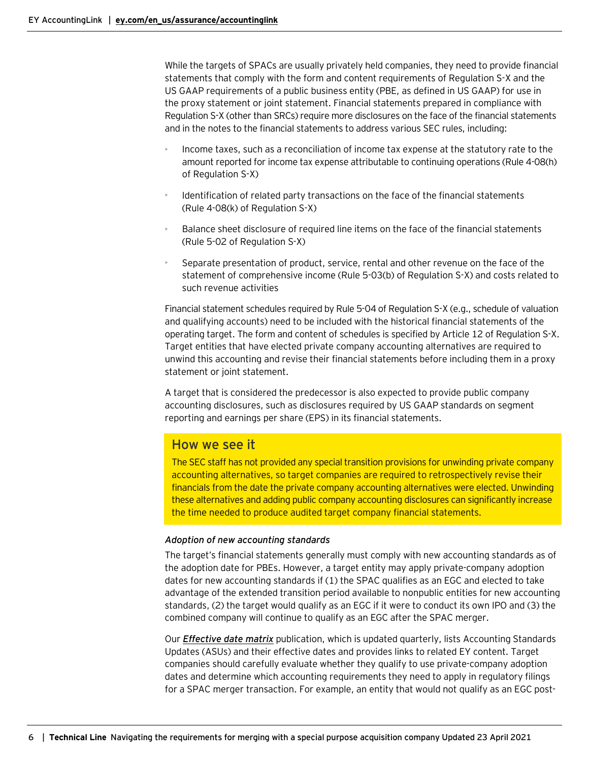While the targets of SPACs are usually privately held companies, they need to provide financial statements that comply with the form and content requirements of Regulation S-X and the US GAAP requirements of a public business entity (PBE, as defined in US GAAP) for use in the proxy statement or joint statement. Financial statements prepared in compliance with Regulation S-X (other than SRCs) require more disclosures on the face of the financial statements and in the notes to the financial statements to address various SEC rules, including:

- Income taxes, such as a reconciliation of income tax expense at the statutory rate to the amount reported for income tax expense attributable to continuing operations (Rule 4-08(h) of Regulation S-X)
- Identification of related party transactions on the face of the financial statements (Rule 4-08(k) of Regulation S-X)
- Balance sheet disclosure of required line items on the face of the financial statements (Rule 5-02 of Regulation S-X)
- Separate presentation of product, service, rental and other revenue on the face of the statement of comprehensive income (Rule 5-03(b) of Regulation S-X) and costs related to such revenue activities

Financial statement schedules required by Rule 5-04 of Regulation S-X (e.g., schedule of valuation and qualifying accounts) need to be included with the historical financial statements of the operating target. The form and content of schedules is specified by Article 12 of Regulation S-X. Target entities that have elected private company accounting alternatives are required to unwind this accounting and revise their financial statements before including them in a proxy statement or joint statement.

A target that is considered the predecessor is also expected to provide public company accounting disclosures, such as disclosures required by US GAAP standards on segment reporting and earnings per share (EPS) in its financial statements.

## How we see it

The SEC staff has not provided any special transition provisions for unwinding private company accounting alternatives, so target companies are required to retrospectively revise their financials from the date the private company accounting alternatives were elected. Unwinding these alternatives and adding public company accounting disclosures can significantly increase the time needed to produce audited target company financial statements.

*Adoption of new accounting standards*

The target's financial statements generally must comply with new accounting standards as of the adoption date for PBEs. However, a target entity may apply private-company adoption dates for new accounting standards if (1) the SPAC qualifies as an EGC and elected to take advantage of the extended transition period available to nonpublic entities for new accounting standards, (2) the target would qualify as an EGC if it were to conduct its own IPO and (3) the combined company will continue to qualify as an EGC after the SPAC merger.

Our ***Effective date matrix*** publication, which is updated quarterly, lists Accounting Standards Updates (ASUs) and their effective dates and provides links to related EY content. Target companies should carefully evaluate whether they qualify to use private-company adoption dates and determine which accounting requirements they need to apply in regulatory filings for a SPAC merger transaction. For example, an entity that would not qualify as an EGC post-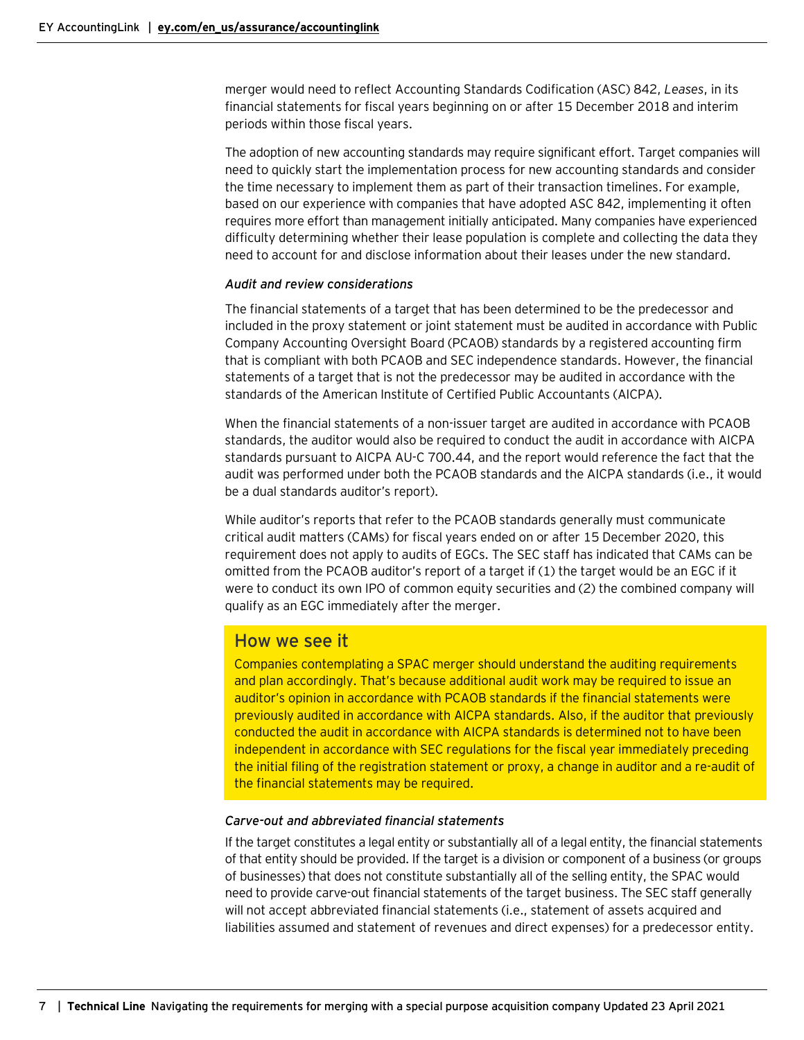merger would need to reflect Accounting Standards Codification (ASC) 842, *Leases*, in its financial statements for fiscal years beginning on or after 15 December 2018 and interim periods within those fiscal years.

The adoption of new accounting standards may require significant effort. Target companies will need to quickly start the implementation process for new accounting standards and consider the time necessary to implement them as part of their transaction timelines. For example, based on our experience with companies that have adopted ASC 842, implementing it often requires more effort than management initially anticipated. Many companies have experienced difficulty determining whether their lease population is complete and collecting the data they need to account for and disclose information about their leases under the new standard.

*Audit and review considerations*

The financial statements of a target that has been determined to be the predecessor and included in the proxy statement or joint statement must be audited in accordance with Public Company Accounting Oversight Board (PCAOB) standards by a registered accounting firm that is compliant with both PCAOB and SEC independence standards. However, the financial statements of a target that is not the predecessor may be audited in accordance with the standards of the American Institute of Certified Public Accountants (AICPA).

When the financial statements of a non-issuer target are audited in accordance with PCAOB standards, the auditor would also be required to conduct the audit in accordance with AICPA standards pursuant to AICPA AU-C 700.44, and the report would reference the fact that the audit was performed under both the PCAOB standards and the AICPA standards (i.e., it would be a dual standards auditor's report).

While auditor's reports that refer to the PCAOB standards generally must communicate critical audit matters (CAMs) for fiscal years ended on or after 15 December 2020, this requirement does not apply to audits of EGCs. The SEC staff has indicated that CAMs can be omitted from the PCAOB auditor's report of a target if (1) the target would be an EGC if it were to conduct its own IPO of common equity securities and (2) the combined company will qualify as an EGC immediately after the merger.

## How we see it

Companies contemplating a SPAC merger should understand the auditing requirements and plan accordingly. That's because additional audit work may be required to issue an auditor's opinion in accordance with PCAOB standards if the financial statements were previously audited in accordance with AICPA standards. Also, if the auditor that previously conducted the audit in accordance with AICPA standards is determined not to have been independent in accordance with SEC regulations for the fiscal year immediately preceding the initial filing of the registration statement or proxy, a change in auditor and a re-audit of the financial statements may be required.

*Carve-out and abbreviated financial statements*

If the target constitutes a legal entity or substantially all of a legal entity, the financial statements of that entity should be provided. If the target is a division or component of a business (or groups of businesses) that does not constitute substantially all of the selling entity, the SPAC would need to provide carve-out financial statements of the target business. The SEC staff generally will not accept abbreviated financial statements (i.e., statement of assets acquired and liabilities assumed and statement of revenues and direct expenses) for a predecessor entity.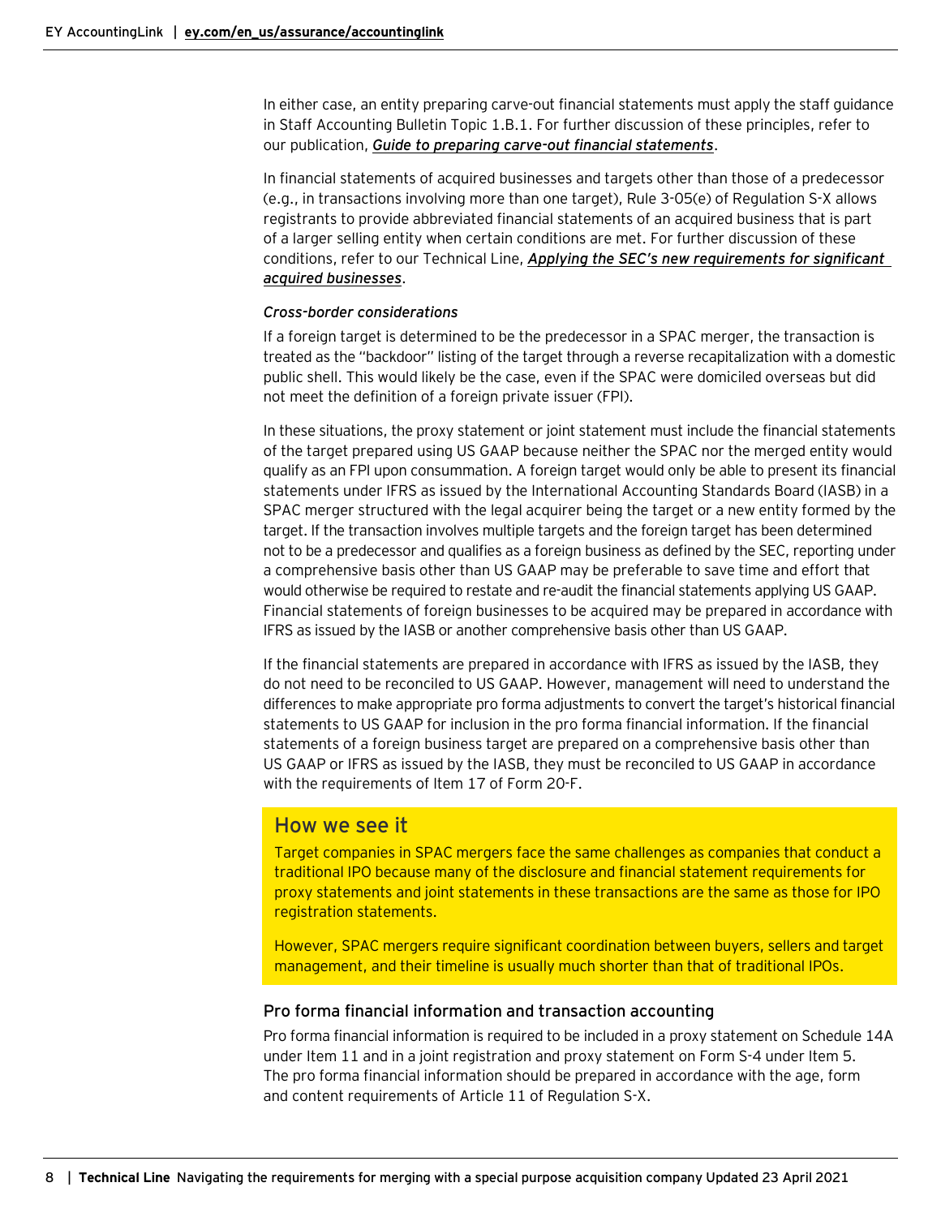In either case, an entity preparing carve-out financial statements must apply the staff guidance in Staff Accounting Bulletin Topic 1.B.1. For further discussion of these principles, refer to our publication, ***Guide to preparing carve-out financial statements***.

In financial statements of acquired businesses and targets other than those of a predecessor (e.g., in transactions involving more than one target), Rule 3-05(e) of Regulation S-X allows registrants to provide abbreviated financial statements of an acquired business that is part of a larger selling entity when certain conditions are met. For further discussion of these conditions, refer to our Technical Line, ***Applying the SEC's new requirements for significant acquired businesses***.

*Cross-border considerations*

If a foreign target is determined to be the predecessor in a SPAC merger, the transaction is treated as the "backdoor" listing of the target through a reverse recapitalization with a domestic public shell. This would likely be the case, even if the SPAC were domiciled overseas but did not meet the definition of a foreign private issuer (FPI).

In these situations, the proxy statement or joint statement must include the financial statements of the target prepared using US GAAP because neither the SPAC nor the merged entity would qualify as an FPI upon consummation. A foreign target would only be able to present its financial statements under IFRS as issued by the International Accounting Standards Board (IASB) in a SPAC merger structured with the legal acquirer being the target or a new entity formed by the target. If the transaction involves multiple targets and the foreign target has been determined not to be a predecessor and qualifies as a foreign business as defined by the SEC, reporting under a comprehensive basis other than US GAAP may be preferable to save time and effort that would otherwise be required to restate and re-audit the financial statements applying US GAAP. Financial statements of foreign businesses to be acquired may be prepared in accordance with IFRS as issued by the IASB or another comprehensive basis other than US GAAP.

If the financial statements are prepared in accordance with IFRS as issued by the IASB, they do not need to be reconciled to US GAAP. However, management will need to understand the differences to make appropriate pro forma adjustments to convert the target's historical financial statements to US GAAP for inclusion in the pro forma financial information. If the financial statements of a foreign business target are prepared on a comprehensive basis other than US GAAP or IFRS as issued by the IASB, they must be reconciled to US GAAP in accordance with the requirements of Item 17 of Form 20-F.

## How we see it

Target companies in SPAC mergers face the same challenges as companies that conduct a traditional IPO because many of the disclosure and financial statement requirements for proxy statements and joint statements in these transactions are the same as those for IPO registration statements.

However, SPAC mergers require significant coordination between buyers, sellers and target management, and their timeline is usually much shorter than that of traditional IPOs.

### Pro forma financial information and transaction accounting

Pro forma financial information is required to be included in a proxy statement on Schedule 14A under Item 11 and in a joint registration and proxy statement on Form S-4 under Item 5. The pro forma financial information should be prepared in accordance with the age, form and content requirements of Article 11 of Regulation S-X.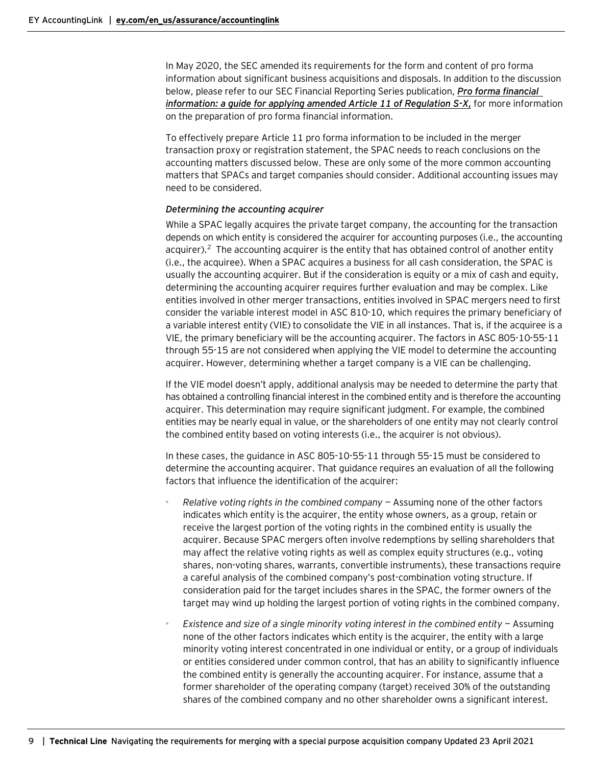In May 2020, the SEC amended its requirements for the form and content of pro forma information about significant business acquisitions and disposals. In addition to the discussion below, please refer to our SEC Financial Reporting Series publication, ***Pro forma financial information: a guide for applying amended Article 11 of Regulation S-X,*** for more information on the preparation of pro forma financial information.

To effectively prepare Article 11 pro forma information to be included in the merger transaction proxy or registration statement, the SPAC needs to reach conclusions on the accounting matters discussed below. These are only some of the more common accounting matters that SPACs and target companies should consider. Additional accounting issues may need to be considered.

***Determining the accounting acquirer***

While a SPAC legally acquires the private target company, the accounting for the transaction depends on which entity is considered the acquirer for accounting purposes (i.e., the accounting acquirer).[2] The accounting acquirer is the entity that has obtained control of another entity (i.e., the acquiree). When a SPAC acquires a business for all cash consideration, the SPAC is usually the accounting acquirer. But if the consideration is equity or a mix of cash and equity, determining the accounting acquirer requires further evaluation and may be complex. Like entities involved in other merger transactions, entities involved in SPAC mergers need to first consider the variable interest model in ASC 810-10, which requires the primary beneficiary of a variable interest entity (VIE) to consolidate the VIE in all instances. That is, if the acquiree is a VIE, the primary beneficiary will be the accounting acquirer. The factors in ASC 805-10-55-11 through 55-15 are not considered when applying the VIE model to determine the accounting acquirer. However, determining whether a target company is a VIE can be challenging.

If the VIE model doesn't apply, additional analysis may be needed to determine the party that has obtained a controlling financial interest in the combined entity and is therefore the accounting acquirer. This determination may require significant judgment. For example, the combined entities may be nearly equal in value, or the shareholders of one entity may not clearly control the combined entity based on voting interests (i.e., the acquirer is not obvious).

In these cases, the guidance in ASC 805-10-55-11 through 55-15 must be considered to determine the accounting acquirer. That guidance requires an evaluation of all the following factors that influence the identification of the acquirer:

- *Relative voting rights in the combined company* — Assuming none of the other factors indicates which entity is the acquirer, the entity whose owners, as a group, retain or receive the largest portion of the voting rights in the combined entity is usually the acquirer. Because SPAC mergers often involve redemptions by selling shareholders that may affect the relative voting rights as well as complex equity structures (e.g., voting shares, non-voting shares, warrants, convertible instruments), these transactions require a careful analysis of the combined company's post-combination voting structure. If consideration paid for the target includes shares in the SPAC, the former owners of the target may wind up holding the largest portion of voting rights in the combined company.
- *Existence and size of a single minority voting interest in the combined entity* — Assuming none of the other factors indicates which entity is the acquirer, the entity with a large minority voting interest concentrated in one individual or entity, or a group of individuals or entities considered under common control, that has an ability to significantly influence the combined entity is generally the accounting acquirer. For instance, assume that a former shareholder of the operating company (target) received 30% of the outstanding shares of the combined company and no other shareholder owns a significant interest.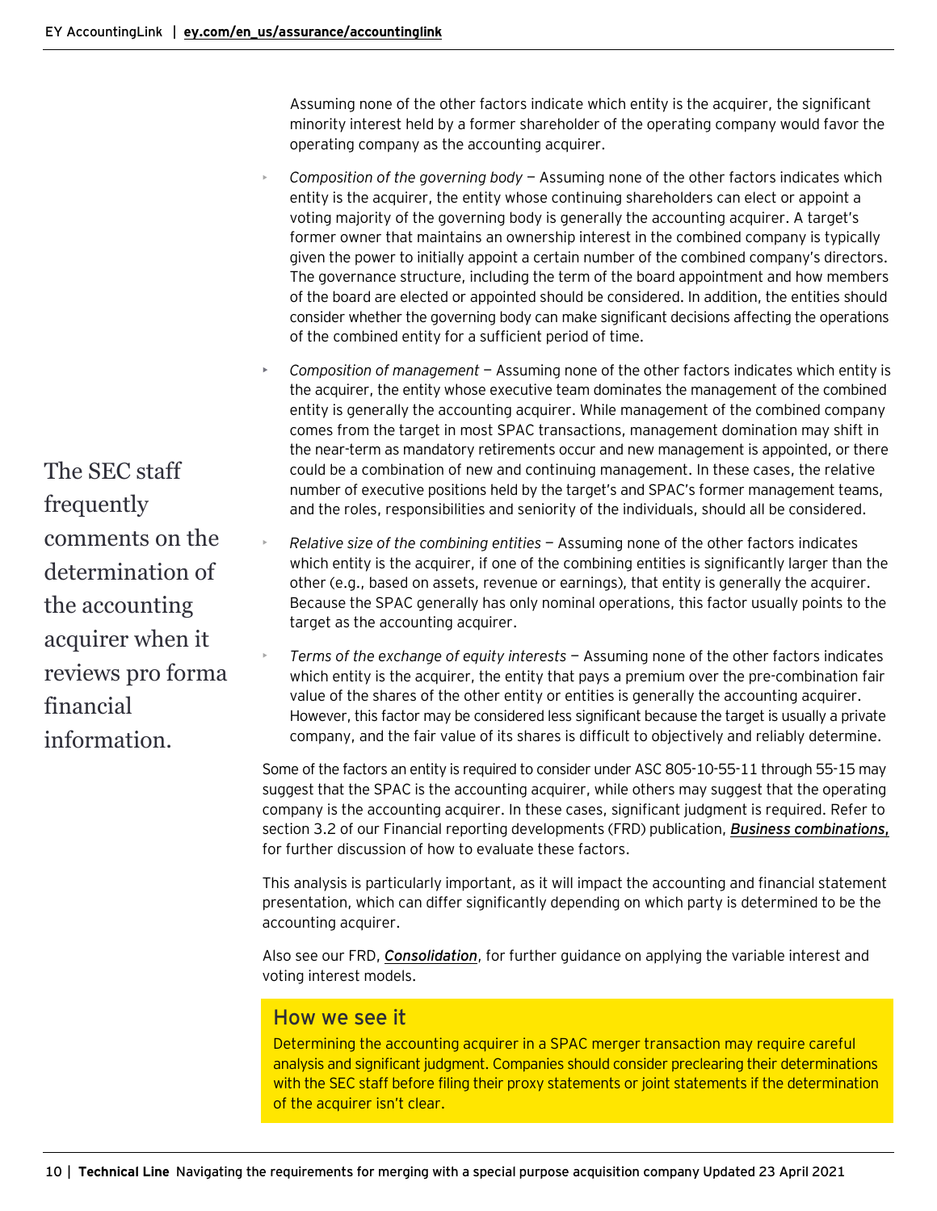Assuming none of the other factors indicate which entity is the acquirer, the significant minority interest held by a former shareholder of the operating company would favor the operating company as the accounting acquirer.

- *Composition of the governing body* — Assuming none of the other factors indicates which entity is the acquirer, the entity whose continuing shareholders can elect or appoint a voting majority of the governing body is generally the accounting acquirer. A target's former owner that maintains an ownership interest in the combined company is typically given the power to initially appoint a certain number of the combined company's directors. The governance structure, including the term of the board appointment and how members of the board are elected or appointed should be considered. In addition, the entities should consider whether the governing body can make significant decisions affecting the operations of the combined entity for a sufficient period of time.
- *Composition of management* — Assuming none of the other factors indicates which entity is the acquirer, the entity whose executive team dominates the management of the combined entity is generally the accounting acquirer. While management of the combined company comes from the target in most SPAC transactions, management domination may shift in the near-term as mandatory retirements occur and new management is appointed, or there could be a combination of new and continuing management. In these cases, the relative number of executive positions held by the target's and SPAC's former management teams, and the roles, responsibilities and seniority of the individuals, should all be considered.
- *Relative size of the combining entities* — Assuming none of the other factors indicates which entity is the acquirer, if one of the combining entities is significantly larger than the other (e.g., based on assets, revenue or earnings), that entity is generally the acquirer. Because the SPAC generally has only nominal operations, this factor usually points to the target as the accounting acquirer.
- *Terms of the exchange of equity interests* — Assuming none of the other factors indicates which entity is the acquirer, the entity that pays a premium over the pre-combination fair value of the shares of the other entity or entities is generally the accounting acquirer. However, this factor may be considered less significant because the target is usually a private company, and the fair value of its shares is difficult to objectively and reliably determine.

The SEC staff frequently comments on the determination of the accounting acquirer when it reviews pro forma financial information.

Some of the factors an entity is required to consider under ASC 805-10-55-11 through 55-15 may suggest that the SPAC is the accounting acquirer, while others may suggest that the operating company is the accounting acquirer. In these cases, significant judgment is required. Refer to section 3.2 of our Financial reporting developments (FRD) publication, ***Business combinations,*** for further discussion of how to evaluate these factors.

This analysis is particularly important, as it will impact the accounting and financial statement presentation, which can differ significantly depending on which party is determined to be the accounting acquirer.

Also see our FRD, ***Consolidation***, for further guidance on applying the variable interest and voting interest models.

## How we see it

Determining the accounting acquirer in a SPAC merger transaction may require careful analysis and significant judgment. Companies should consider preclearing their determinations with the SEC staff before filing their proxy statements or joint statements if the determination of the acquirer isn't clear.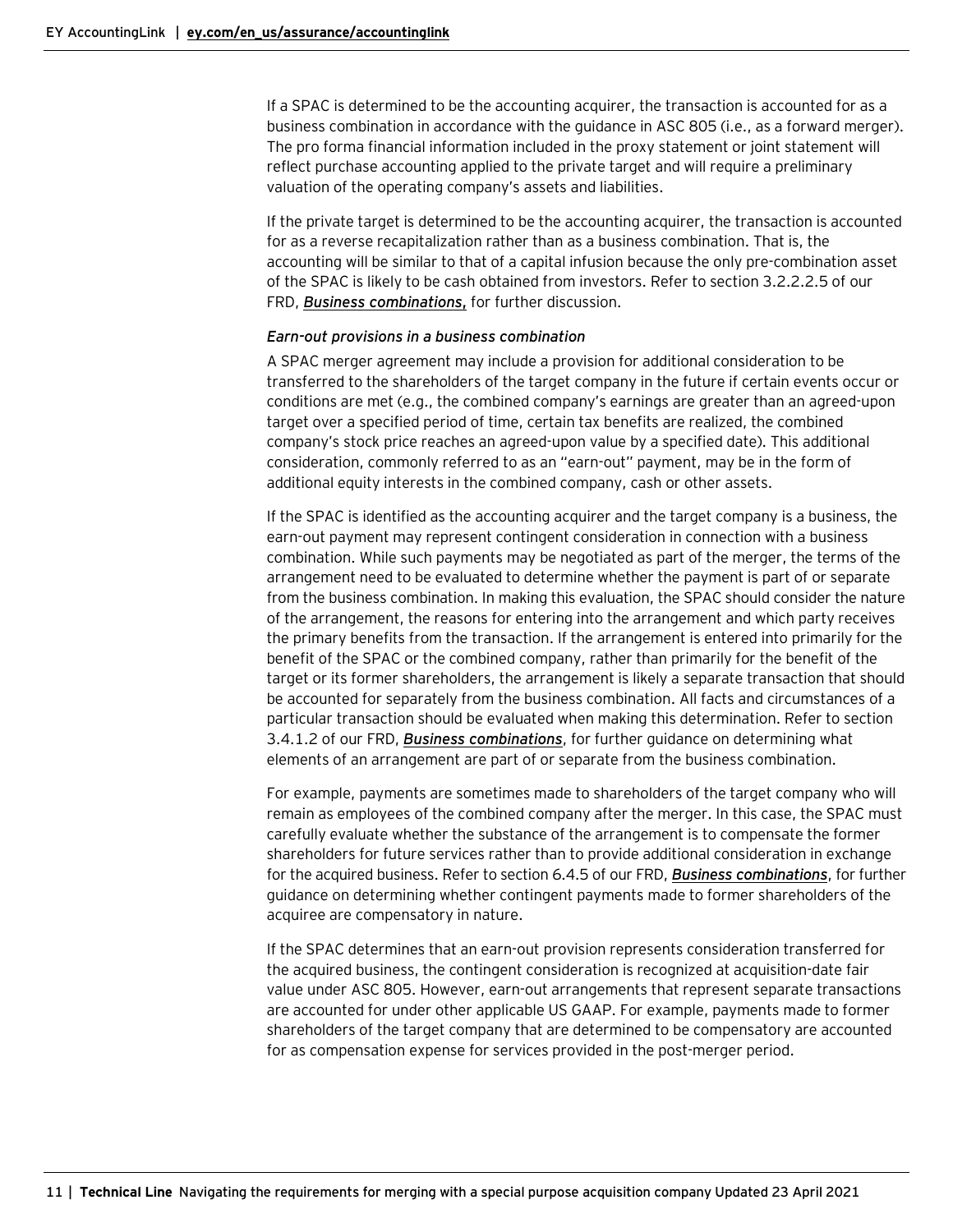If a SPAC is determined to be the accounting acquirer, the transaction is accounted for as a business combination in accordance with the guidance in ASC 805 (i.e., as a forward merger). The pro forma financial information included in the proxy statement or joint statement will reflect purchase accounting applied to the private target and will require a preliminary valuation of the operating company's assets and liabilities.

If the private target is determined to be the accounting acquirer, the transaction is accounted for as a reverse recapitalization rather than as a business combination. That is, the accounting will be similar to that of a capital infusion because the only pre-combination asset of the SPAC is likely to be cash obtained from investors. Refer to section 3.2.2.2.5 of our FRD, ***Business combinations***, for further discussion.

*Earn-out provisions in a business combination*

A SPAC merger agreement may include a provision for additional consideration to be transferred to the shareholders of the target company in the future if certain events occur or conditions are met (e.g., the combined company's earnings are greater than an agreed-upon target over a specified period of time, certain tax benefits are realized, the combined company's stock price reaches an agreed-upon value by a specified date). This additional consideration, commonly referred to as an "earn-out" payment, may be in the form of additional equity interests in the combined company, cash or other assets.

If the SPAC is identified as the accounting acquirer and the target company is a business, the earn-out payment may represent contingent consideration in connection with a business combination. While such payments may be negotiated as part of the merger, the terms of the arrangement need to be evaluated to determine whether the payment is part of or separate from the business combination. In making this evaluation, the SPAC should consider the nature of the arrangement, the reasons for entering into the arrangement and which party receives the primary benefits from the transaction. If the arrangement is entered into primarily for the benefit of the SPAC or the combined company, rather than primarily for the benefit of the target or its former shareholders, the arrangement is likely a separate transaction that should be accounted for separately from the business combination. All facts and circumstances of a particular transaction should be evaluated when making this determination. Refer to section 3.4.1.2 of our FRD, ***Business combinations***, for further guidance on determining what elements of an arrangement are part of or separate from the business combination.

For example, payments are sometimes made to shareholders of the target company who will remain as employees of the combined company after the merger. In this case, the SPAC must carefully evaluate whether the substance of the arrangement is to compensate the former shareholders for future services rather than to provide additional consideration in exchange for the acquired business. Refer to section 6.4.5 of our FRD, ***Business combinations***, for further guidance on determining whether contingent payments made to former shareholders of the acquiree are compensatory in nature.

If the SPAC determines that an earn-out provision represents consideration transferred for the acquired business, the contingent consideration is recognized at acquisition-date fair value under ASC 805. However, earn-out arrangements that represent separate transactions are accounted for under other applicable US GAAP. For example, payments made to former shareholders of the target company that are determined to be compensatory are accounted for as compensation expense for services provided in the post-merger period.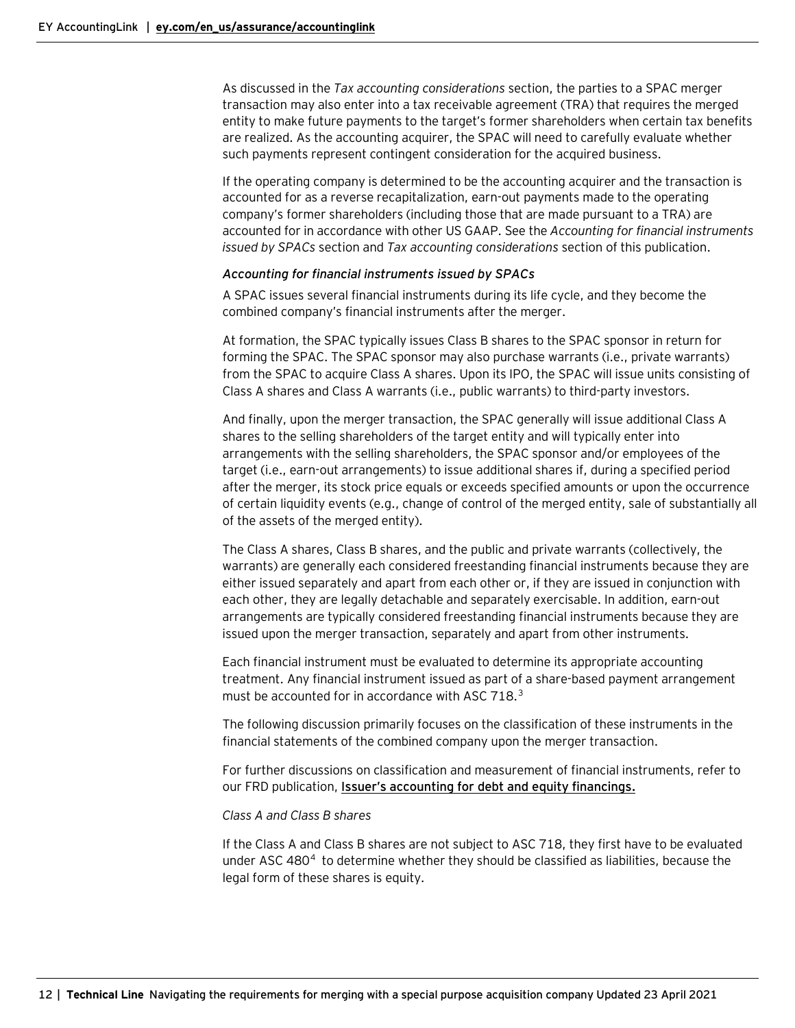As discussed in the *Tax accounting considerations* section, the parties to a SPAC merger transaction may also enter into a tax receivable agreement (TRA) that requires the merged entity to make future payments to the target's former shareholders when certain tax benefits are realized. As the accounting acquirer, the SPAC will need to carefully evaluate whether such payments represent contingent consideration for the acquired business.

If the operating company is determined to be the accounting acquirer and the transaction is accounted for as a reverse recapitalization, earn-out payments made to the operating company's former shareholders (including those that are made pursuant to a TRA) are accounted for in accordance with other US GAAP. See the *Accounting for financial instruments issued by SPACs* section and *Tax accounting considerations* section of this publication.

### *Accounting for financial instruments issued by SPACs*

A SPAC issues several financial instruments during its life cycle, and they become the combined company's financial instruments after the merger.

At formation, the SPAC typically issues Class B shares to the SPAC sponsor in return for forming the SPAC. The SPAC sponsor may also purchase warrants (i.e., private warrants) from the SPAC to acquire Class A shares. Upon its IPO, the SPAC will issue units consisting of Class A shares and Class A warrants (i.e., public warrants) to third-party investors.

And finally, upon the merger transaction, the SPAC generally will issue additional Class A shares to the selling shareholders of the target entity and will typically enter into arrangements with the selling shareholders, the SPAC sponsor and/or employees of the target (i.e., earn-out arrangements) to issue additional shares if, during a specified period after the merger, its stock price equals or exceeds specified amounts or upon the occurrence of certain liquidity events (e.g., change of control of the merged entity, sale of substantially all of the assets of the merged entity).

The Class A shares, Class B shares, and the public and private warrants (collectively, the warrants) are generally each considered freestanding financial instruments because they are either issued separately and apart from each other or, if they are issued in conjunction with each other, they are legally detachable and separately exercisable. In addition, earn-out arrangements are typically considered freestanding financial instruments because they are issued upon the merger transaction, separately and apart from other instruments.

Each financial instrument must be evaluated to determine its appropriate accounting treatment. Any financial instrument issued as part of a share-based payment arrangement must be accounted for in accordance with ASC 718.[3]

The following discussion primarily focuses on the classification of these instruments in the financial statements of the combined company upon the merger transaction.

For further discussions on classification and measurement of financial instruments, refer to our FRD publication, **Issuer's accounting for debt and equity financings.**

#### *Class A and Class B shares*

If the Class A and Class B shares are not subject to ASC 718, they first have to be evaluated under ASC 480[4] to determine whether they should be classified as liabilities, because the legal form of these shares is equity.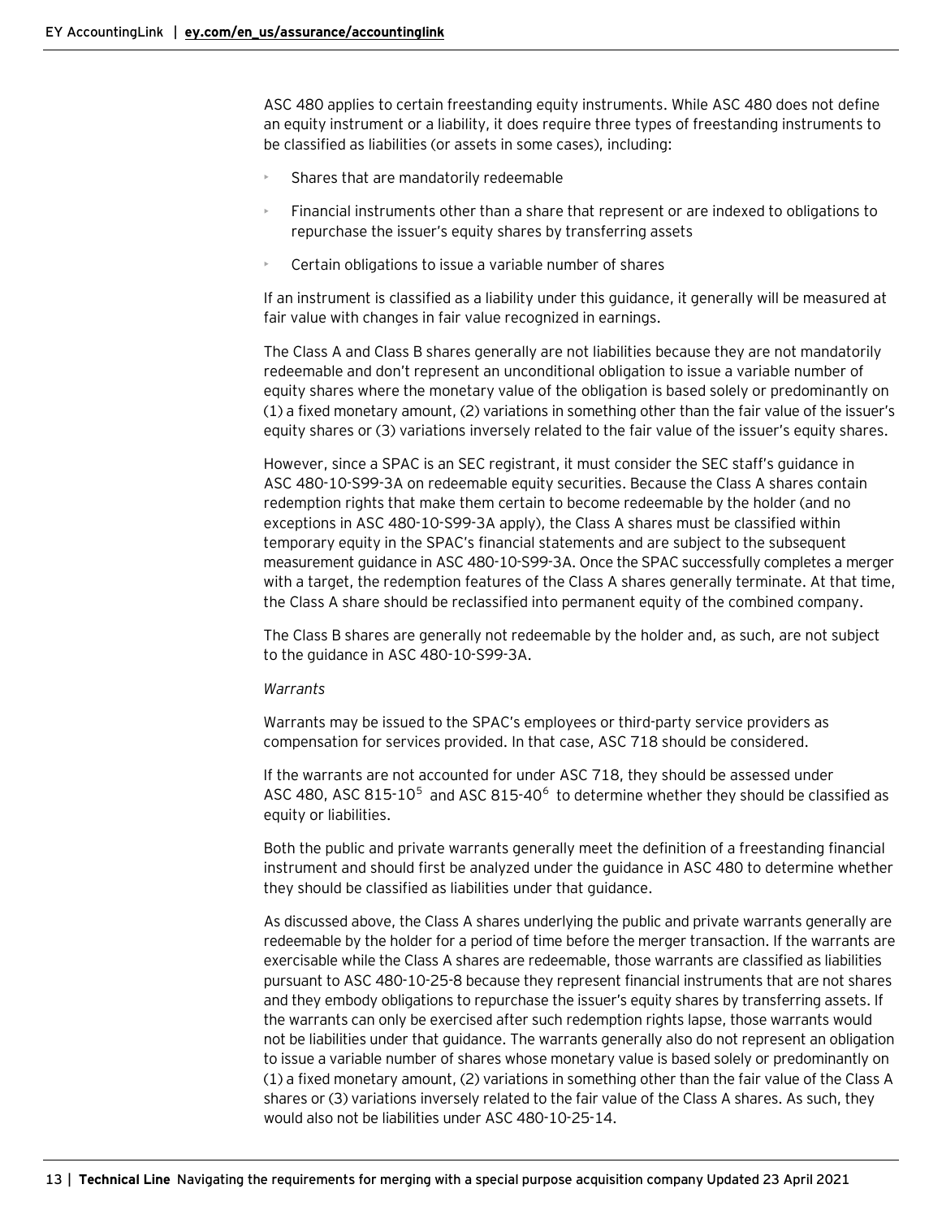ASC 480 applies to certain freestanding equity instruments. While ASC 480 does not define an equity instrument or a liability, it does require three types of freestanding instruments to be classified as liabilities (or assets in some cases), including:

- Shares that are mandatorily redeemable
- Financial instruments other than a share that represent or are indexed to obligations to repurchase the issuer's equity shares by transferring assets
- Certain obligations to issue a variable number of shares

If an instrument is classified as a liability under this guidance, it generally will be measured at fair value with changes in fair value recognized in earnings.

The Class A and Class B shares generally are not liabilities because they are not mandatorily redeemable and don't represent an unconditional obligation to issue a variable number of equity shares where the monetary value of the obligation is based solely or predominantly on (1) a fixed monetary amount, (2) variations in something other than the fair value of the issuer's equity shares or (3) variations inversely related to the fair value of the issuer's equity shares.

However, since a SPAC is an SEC registrant, it must consider the SEC staff's guidance in ASC 480-10-S99-3A on redeemable equity securities. Because the Class A shares contain redemption rights that make them certain to become redeemable by the holder (and no exceptions in ASC 480-10-S99-3A apply), the Class A shares must be classified within temporary equity in the SPAC's financial statements and are subject to the subsequent measurement guidance in ASC 480-10-S99-3A. Once the SPAC successfully completes a merger with a target, the redemption features of the Class A shares generally terminate. At that time, the Class A share should be reclassified into permanent equity of the combined company.

The Class B shares are generally not redeemable by the holder and, as such, are not subject to the guidance in ASC 480-10-S99-3A.

*Warrants*

Warrants may be issued to the SPAC's employees or third-party service providers as compensation for services provided. In that case, ASC 718 should be considered.

If the warrants are not accounted for under ASC 718, they should be assessed under ASC 480, ASC 815-10[5] and ASC 815-40[6] to determine whether they should be classified as equity or liabilities.

Both the public and private warrants generally meet the definition of a freestanding financial instrument and should first be analyzed under the guidance in ASC 480 to determine whether they should be classified as liabilities under that guidance.

As discussed above, the Class A shares underlying the public and private warrants generally are redeemable by the holder for a period of time before the merger transaction. If the warrants are exercisable while the Class A shares are redeemable, those warrants are classified as liabilities pursuant to ASC 480-10-25-8 because they represent financial instruments that are not shares and they embody obligations to repurchase the issuer's equity shares by transferring assets. If the warrants can only be exercised after such redemption rights lapse, those warrants would not be liabilities under that guidance. The warrants generally also do not represent an obligation to issue a variable number of shares whose monetary value is based solely or predominantly on (1) a fixed monetary amount, (2) variations in something other than the fair value of the Class A shares or (3) variations inversely related to the fair value of the Class A shares. As such, they would also not be liabilities under ASC 480-10-25-14.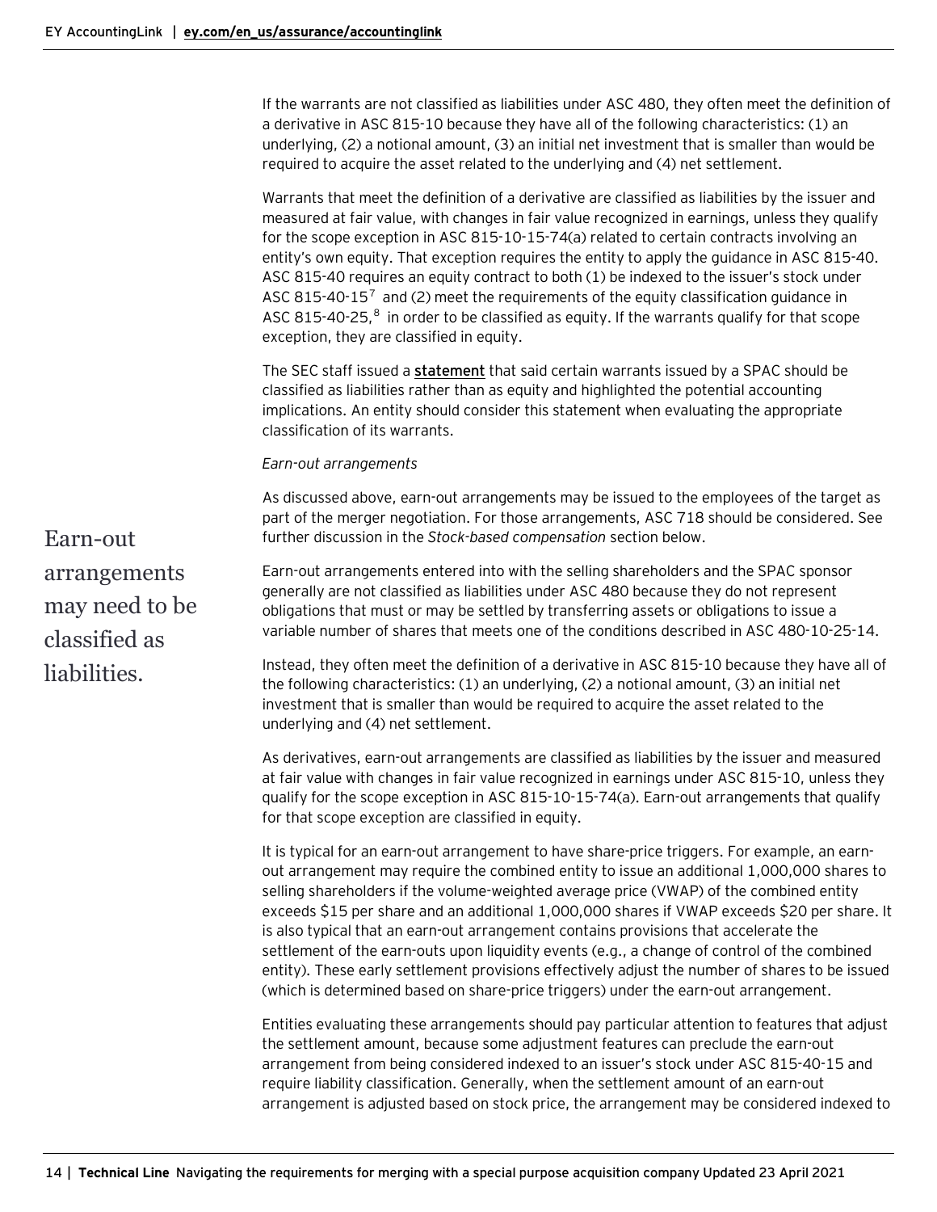If the warrants are not classified as liabilities under ASC 480, they often meet the definition of a derivative in ASC 815-10 because they have all of the following characteristics: (1) an underlying, (2) a notional amount, (3) an initial net investment that is smaller than would be required to acquire the asset related to the underlying and (4) net settlement.

Warrants that meet the definition of a derivative are classified as liabilities by the issuer and measured at fair value, with changes in fair value recognized in earnings, unless they qualify for the scope exception in ASC 815-10-15-74(a) related to certain contracts involving an entity's own equity. That exception requires the entity to apply the guidance in ASC 815-40. ASC 815-40 requires an equity contract to both (1) be indexed to the issuer's stock under ASC 815-40-15[7] and (2) meet the requirements of the equity classification guidance in ASC 815-40-25,[8] in order to be classified as equity. If the warrants qualify for that scope exception, they are classified in equity.

The SEC staff issued a **statement** that said certain warrants issued by a SPAC should be classified as liabilities rather than as equity and highlighted the potential accounting implications. An entity should consider this statement when evaluating the appropriate classification of its warrants.

*Earn-out arrangements*

Earn-out arrangements may need to be classified as liabilities.

As discussed above, earn-out arrangements may be issued to the employees of the target as part of the merger negotiation. For those arrangements, ASC 718 should be considered. See further discussion in the *Stock-based compensation* section below.

Earn-out arrangements entered into with the selling shareholders and the SPAC sponsor generally are not classified as liabilities under ASC 480 because they do not represent obligations that must or may be settled by transferring assets or obligations to issue a variable number of shares that meets one of the conditions described in ASC 480-10-25-14.

Instead, they often meet the definition of a derivative in ASC 815-10 because they have all of the following characteristics: (1) an underlying, (2) a notional amount, (3) an initial net investment that is smaller than would be required to acquire the asset related to the underlying and (4) net settlement.

As derivatives, earn-out arrangements are classified as liabilities by the issuer and measured at fair value with changes in fair value recognized in earnings under ASC 815-10, unless they qualify for the scope exception in ASC 815-10-15-74(a). Earn-out arrangements that qualify for that scope exception are classified in equity.

It is typical for an earn-out arrangement to have share-price triggers. For example, an earn-out arrangement may require the combined entity to issue an additional 1,000,000 shares to selling shareholders if the volume-weighted average price (VWAP) of the combined entity exceeds $15 per share and an additional 1,000,000 shares if VWAP exceeds $20 per share. It is also typical that an earn-out arrangement contains provisions that accelerate the settlement of the earn-outs upon liquidity events (e.g., a change of control of the combined entity). These early settlement provisions effectively adjust the number of shares to be issued (which is determined based on share-price triggers) under the earn-out arrangement.

Entities evaluating these arrangements should pay particular attention to features that adjust the settlement amount, because some adjustment features can preclude the earn-out arrangement from being considered indexed to an issuer's stock under ASC 815-40-15 and require liability classification. Generally, when the settlement amount of an earn-out arrangement is adjusted based on stock price, the arrangement may be considered indexed to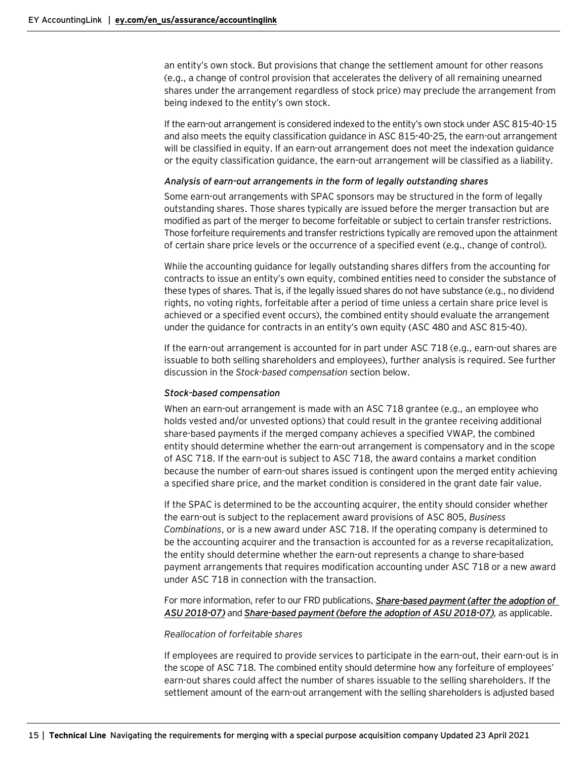an entity's own stock. But provisions that change the settlement amount for other reasons (e.g., a change of control provision that accelerates the delivery of all remaining unearned shares under the arrangement regardless of stock price) may preclude the arrangement from being indexed to the entity's own stock.

If the earn-out arrangement is considered indexed to the entity's own stock under ASC 815-40-15 and also meets the equity classification guidance in ASC 815-40-25, the earn-out arrangement will be classified in equity. If an earn-out arrangement does not meet the indexation guidance or the equity classification guidance, the earn-out arrangement will be classified as a liability.

#### *Analysis of earn-out arrangements in the form of legally outstanding shares*

Some earn-out arrangements with SPAC sponsors may be structured in the form of legally outstanding shares. Those shares typically are issued before the merger transaction but are modified as part of the merger to become forfeitable or subject to certain transfer restrictions. Those forfeiture requirements and transfer restrictions typically are removed upon the attainment of certain share price levels or the occurrence of a specified event (e.g., change of control).

While the accounting guidance for legally outstanding shares differs from the accounting for contracts to issue an entity's own equity, combined entities need to consider the substance of these types of shares. That is, if the legally issued shares do not have substance (e.g., no dividend rights, no voting rights, forfeitable after a period of time unless a certain share price level is achieved or a specified event occurs), the combined entity should evaluate the arrangement under the guidance for contracts in an entity's own equity (ASC 480 and ASC 815-40).

If the earn-out arrangement is accounted for in part under ASC 718 (e.g., earn-out shares are issuable to both selling shareholders and employees), further analysis is required. See further discussion in the *Stock-based compensation* section below.

#### *Stock-based compensation*

When an earn-out arrangement is made with an ASC 718 grantee (e.g., an employee who holds vested and/or unvested options) that could result in the grantee receiving additional share-based payments if the merged company achieves a specified VWAP, the combined entity should determine whether the earn-out arrangement is compensatory and in the scope of ASC 718. If the earn-out is subject to ASC 718, the award contains a market condition because the number of earn-out shares issued is contingent upon the merged entity achieving a specified share price, and the market condition is considered in the grant date fair value.

If the SPAC is determined to be the accounting acquirer, the entity should consider whether the earn-out is subject to the replacement award provisions of ASC 805, *Business Combinations*, or is a new award under ASC 718. If the operating company is determined to be the accounting acquirer and the transaction is accounted for as a reverse recapitalization, the entity should determine whether the earn-out represents a change to share-based payment arrangements that requires modification accounting under ASC 718 or a new award under ASC 718 in connection with the transaction.

For more information, refer to our FRD publications, ***Share-based payment (after the adoption of ASU 2018-07)*** and ***Share-based payment (before the adoption of ASU 2018-07)***, as applicable.

##### *Reallocation of forfeitable shares*

If employees are required to provide services to participate in the earn-out, their earn-out is in the scope of ASC 718. The combined entity should determine how any forfeiture of employees' earn-out shares could affect the number of shares issuable to the selling shareholders. If the settlement amount of the earn-out arrangement with the selling shareholders is adjusted based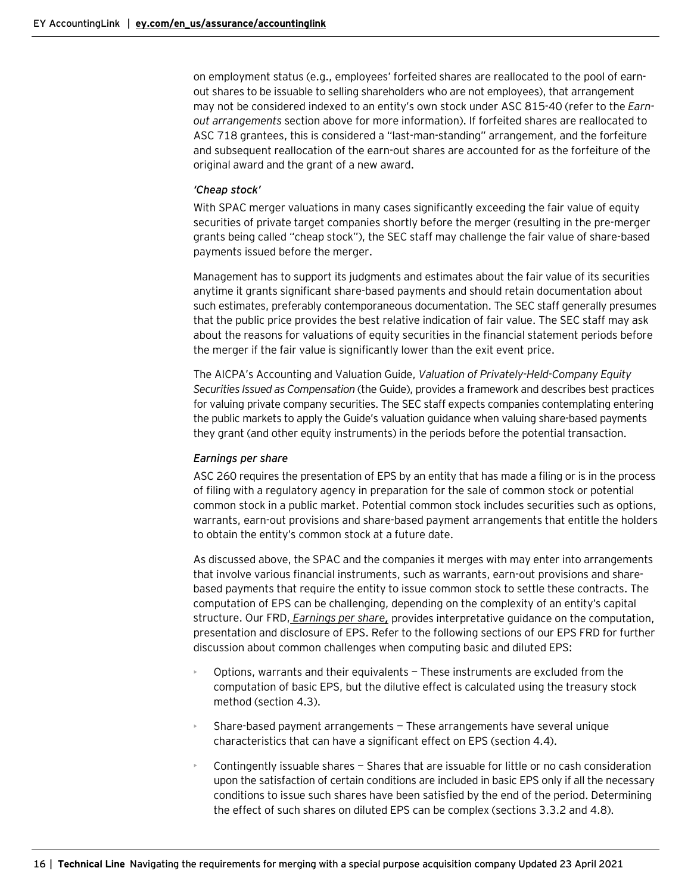on employment status (e.g., employees' forfeited shares are reallocated to the pool of earn-out shares to be issuable to selling shareholders who are not employees), that arrangement may not be considered indexed to an entity's own stock under ASC 815-40 (refer to the *Earn-out arrangements* section above for more information). If forfeited shares are reallocated to ASC 718 grantees, this is considered a "last-man-standing" arrangement, and the forfeiture and subsequent reallocation of the earn-out shares are accounted for as the forfeiture of the original award and the grant of a new award.

#### *'Cheap stock'*

With SPAC merger valuations in many cases significantly exceeding the fair value of equity securities of private target companies shortly before the merger (resulting in the pre-merger grants being called "cheap stock"), the SEC staff may challenge the fair value of share-based payments issued before the merger.

Management has to support its judgments and estimates about the fair value of its securities anytime it grants significant share-based payments and should retain documentation about such estimates, preferably contemporaneous documentation. The SEC staff generally presumes that the public price provides the best relative indication of fair value. The SEC staff may ask about the reasons for valuations of equity securities in the financial statement periods before the merger if the fair value is significantly lower than the exit event price.

The AICPA's Accounting and Valuation Guide, *Valuation of Privately-Held-Company Equity Securities Issued as Compensation* (the Guide), provides a framework and describes best practices for valuing private company securities. The SEC staff expects companies contemplating entering the public markets to apply the Guide's valuation guidance when valuing share-based payments they grant (and other equity instruments) in the periods before the potential transaction.

#### *Earnings per share*

ASC 260 requires the presentation of EPS by an entity that has made a filing or is in the process of filing with a regulatory agency in preparation for the sale of common stock or potential common stock in a public market. Potential common stock includes securities such as options, warrants, earn-out provisions and share-based payment arrangements that entitle the holders to obtain the entity's common stock at a future date.

As discussed above, the SPAC and the companies it merges with may enter into arrangements that involve various financial instruments, such as warrants, earn-out provisions and share-based payments that require the entity to issue common stock to settle these contracts. The computation of EPS can be challenging, depending on the complexity of an entity's capital structure. Our FRD, *Earnings per share*, provides interpretative guidance on the computation, presentation and disclosure of EPS. Refer to the following sections of our EPS FRD for further discussion about common challenges when computing basic and diluted EPS:

- Options, warrants and their equivalents — These instruments are excluded from the computation of basic EPS, but the dilutive effect is calculated using the treasury stock method (section 4.3).
- Share-based payment arrangements — These arrangements have several unique characteristics that can have a significant effect on EPS (section 4.4).
- Contingently issuable shares — Shares that are issuable for little or no cash consideration upon the satisfaction of certain conditions are included in basic EPS only if all the necessary conditions to issue such shares have been satisfied by the end of the period. Determining the effect of such shares on diluted EPS can be complex (sections 3.3.2 and 4.8).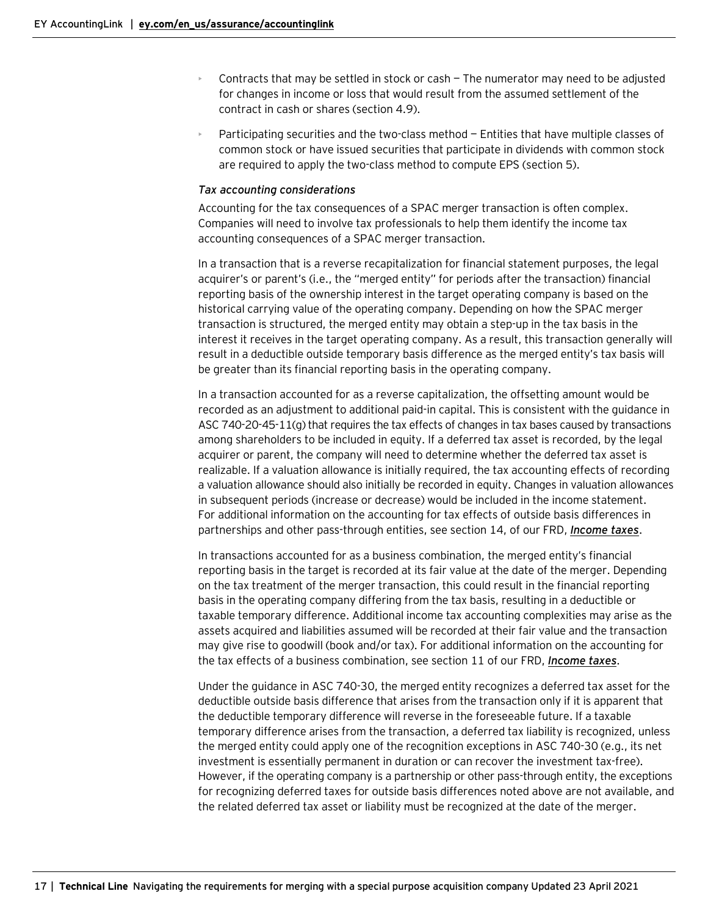- Contracts that may be settled in stock or cash — The numerator may need to be adjusted for changes in income or loss that would result from the assumed settlement of the contract in cash or shares (section 4.9).
- Participating securities and the two-class method — Entities that have multiple classes of common stock or have issued securities that participate in dividends with common stock are required to apply the two-class method to compute EPS (section 5).

*Tax accounting considerations*

Accounting for the tax consequences of a SPAC merger transaction is often complex. Companies will need to involve tax professionals to help them identify the income tax accounting consequences of a SPAC merger transaction.

In a transaction that is a reverse recapitalization for financial statement purposes, the legal acquirer's or parent's (i.e., the "merged entity" for periods after the transaction) financial reporting basis of the ownership interest in the target operating company is based on the historical carrying value of the operating company. Depending on how the SPAC merger transaction is structured, the merged entity may obtain a step-up in the tax basis in the interest it receives in the target operating company. As a result, this transaction generally will result in a deductible outside temporary basis difference as the merged entity's tax basis will be greater than its financial reporting basis in the operating company.

In a transaction accounted for as a reverse capitalization, the offsetting amount would be recorded as an adjustment to additional paid-in capital. This is consistent with the guidance in ASC 740-20-45-11(g) that requires the tax effects of changes in tax bases caused by transactions among shareholders to be included in equity. If a deferred tax asset is recorded, by the legal acquirer or parent, the company will need to determine whether the deferred tax asset is realizable. If a valuation allowance is initially required, the tax accounting effects of recording a valuation allowance should also initially be recorded in equity. Changes in valuation allowances in subsequent periods (increase or decrease) would be included in the income statement. For additional information on the accounting for tax effects of outside basis differences in partnerships and other pass-through entities, see section 14, of our FRD, ***Income taxes***.

In transactions accounted for as a business combination, the merged entity's financial reporting basis in the target is recorded at its fair value at the date of the merger. Depending on the tax treatment of the merger transaction, this could result in the financial reporting basis in the operating company differing from the tax basis, resulting in a deductible or taxable temporary difference. Additional income tax accounting complexities may arise as the assets acquired and liabilities assumed will be recorded at their fair value and the transaction may give rise to goodwill (book and/or tax). For additional information on the accounting for the tax effects of a business combination, see section 11 of our FRD, ***Income taxes***.

Under the guidance in ASC 740-30, the merged entity recognizes a deferred tax asset for the deductible outside basis difference that arises from the transaction only if it is apparent that the deductible temporary difference will reverse in the foreseeable future. If a taxable temporary difference arises from the transaction, a deferred tax liability is recognized, unless the merged entity could apply one of the recognition exceptions in ASC 740-30 (e.g., its net investment is essentially permanent in duration or can recover the investment tax-free). However, if the operating company is a partnership or other pass-through entity, the exceptions for recognizing deferred taxes for outside basis differences noted above are not available, and the related deferred tax asset or liability must be recognized at the date of the merger.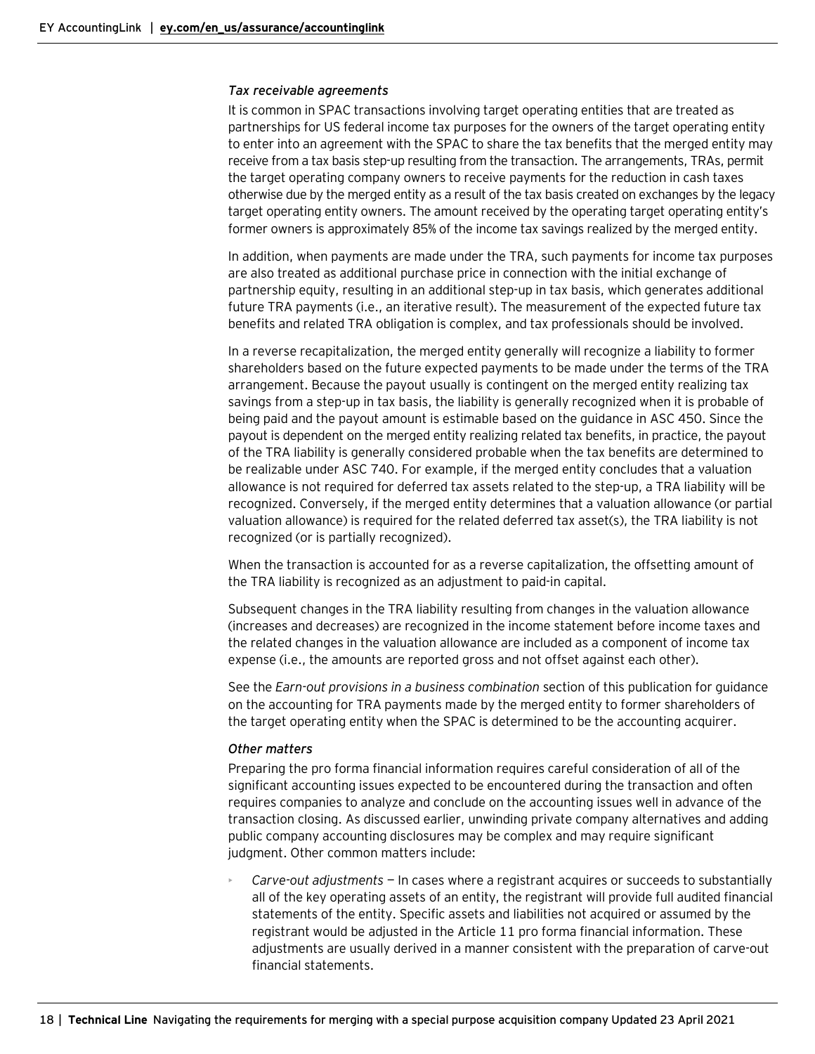*Tax receivable agreements*

It is common in SPAC transactions involving target operating entities that are treated as partnerships for US federal income tax purposes for the owners of the target operating entity to enter into an agreement with the SPAC to share the tax benefits that the merged entity may receive from a tax basis step-up resulting from the transaction. The arrangements, TRAs, permit the target operating company owners to receive payments for the reduction in cash taxes otherwise due by the merged entity as a result of the tax basis created on exchanges by the legacy target operating entity owners. The amount received by the operating target operating entity's former owners is approximately 85% of the income tax savings realized by the merged entity.

In addition, when payments are made under the TRA, such payments for income tax purposes are also treated as additional purchase price in connection with the initial exchange of partnership equity, resulting in an additional step-up in tax basis, which generates additional future TRA payments (i.e., an iterative result). The measurement of the expected future tax benefits and related TRA obligation is complex, and tax professionals should be involved.

In a reverse recapitalization, the merged entity generally will recognize a liability to former shareholders based on the future expected payments to be made under the terms of the TRA arrangement. Because the payout usually is contingent on the merged entity realizing tax savings from a step-up in tax basis, the liability is generally recognized when it is probable of being paid and the payout amount is estimable based on the guidance in ASC 450. Since the payout is dependent on the merged entity realizing related tax benefits, in practice, the payout of the TRA liability is generally considered probable when the tax benefits are determined to be realizable under ASC 740. For example, if the merged entity concludes that a valuation allowance is not required for deferred tax assets related to the step-up, a TRA liability will be recognized. Conversely, if the merged entity determines that a valuation allowance (or partial valuation allowance) is required for the related deferred tax asset(s), the TRA liability is not recognized (or is partially recognized).

When the transaction is accounted for as a reverse capitalization, the offsetting amount of the TRA liability is recognized as an adjustment to paid-in capital.

Subsequent changes in the TRA liability resulting from changes in the valuation allowance (increases and decreases) are recognized in the income statement before income taxes and the related changes in the valuation allowance are included as a component of income tax expense (i.e., the amounts are reported gross and not offset against each other).

See the *Earn-out provisions in a business combination* section of this publication for guidance on the accounting for TRA payments made by the merged entity to former shareholders of the target operating entity when the SPAC is determined to be the accounting acquirer.

*Other matters*

Preparing the pro forma financial information requires careful consideration of all of the significant accounting issues expected to be encountered during the transaction and often requires companies to analyze and conclude on the accounting issues well in advance of the transaction closing. As discussed earlier, unwinding private company alternatives and adding public company accounting disclosures may be complex and may require significant judgment. Other common matters include:

- *Carve-out adjustments* — In cases where a registrant acquires or succeeds to substantially all of the key operating assets of an entity, the registrant will provide full audited financial statements of the entity. Specific assets and liabilities not acquired or assumed by the registrant would be adjusted in the Article 11 pro forma financial information. These adjustments are usually derived in a manner consistent with the preparation of carve-out financial statements.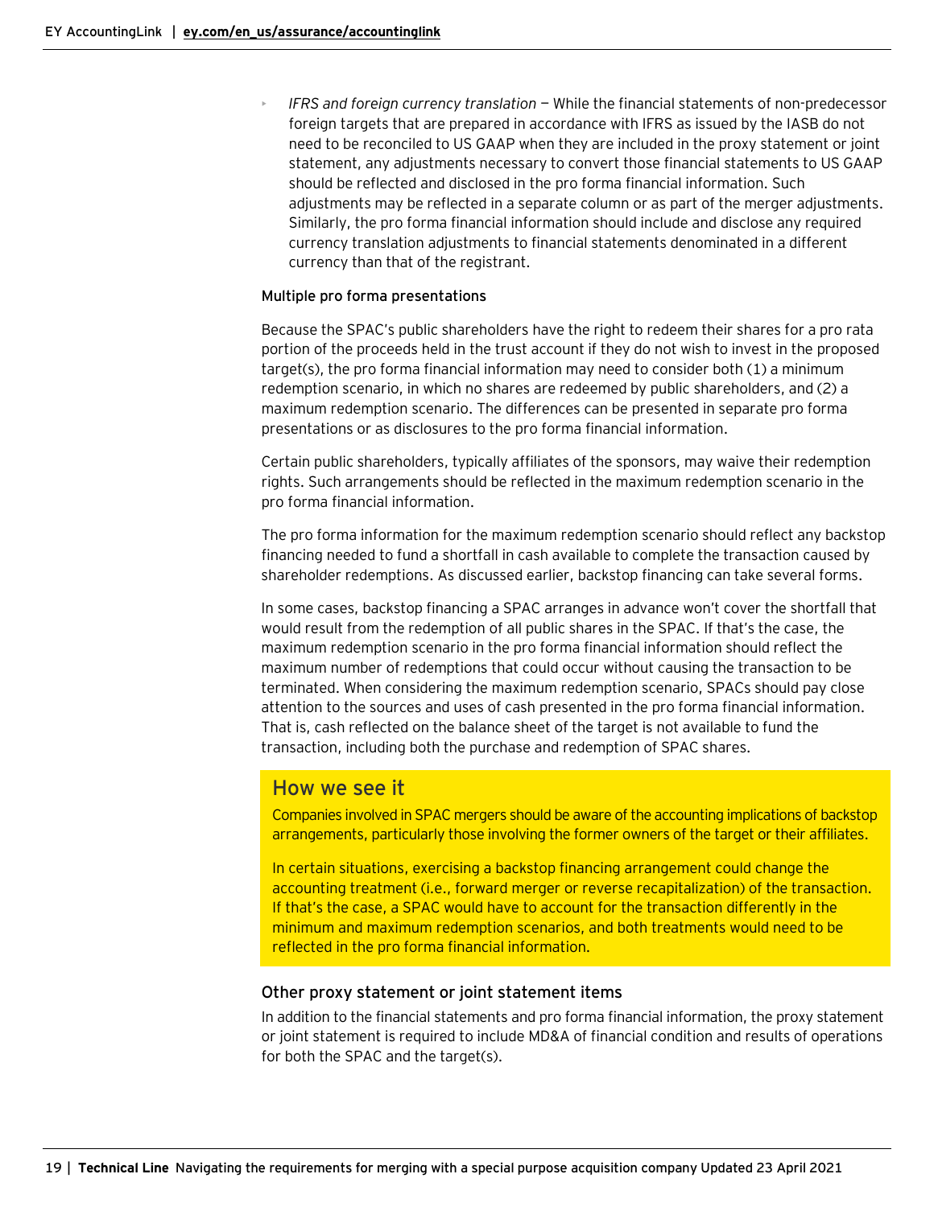- *IFRS and foreign currency translation* — While the financial statements of non-predecessor foreign targets that are prepared in accordance with IFRS as issued by the IASB do not need to be reconciled to US GAAP when they are included in the proxy statement or joint statement, any adjustments necessary to convert those financial statements to US GAAP should be reflected and disclosed in the pro forma financial information. Such adjustments may be reflected in a separate column or as part of the merger adjustments. Similarly, the pro forma financial information should include and disclose any required currency translation adjustments to financial statements denominated in a different currency than that of the registrant.

#### Multiple pro forma presentations

Because the SPAC's public shareholders have the right to redeem their shares for a pro rata portion of the proceeds held in the trust account if they do not wish to invest in the proposed target(s), the pro forma financial information may need to consider both (1) a minimum redemption scenario, in which no shares are redeemed by public shareholders, and (2) a maximum redemption scenario. The differences can be presented in separate pro forma presentations or as disclosures to the pro forma financial information.

Certain public shareholders, typically affiliates of the sponsors, may waive their redemption rights. Such arrangements should be reflected in the maximum redemption scenario in the pro forma financial information.

The pro forma information for the maximum redemption scenario should reflect any backstop financing needed to fund a shortfall in cash available to complete the transaction caused by shareholder redemptions. As discussed earlier, backstop financing can take several forms.

In some cases, backstop financing a SPAC arranges in advance won't cover the shortfall that would result from the redemption of all public shares in the SPAC. If that's the case, the maximum redemption scenario in the pro forma financial information should reflect the maximum number of redemptions that could occur without causing the transaction to be terminated. When considering the maximum redemption scenario, SPACs should pay close attention to the sources and uses of cash presented in the pro forma financial information. That is, cash reflected on the balance sheet of the target is not available to fund the transaction, including both the purchase and redemption of SPAC shares.

## How we see it

Companies involved in SPAC mergers should be aware of the accounting implications of backstop arrangements, particularly those involving the former owners of the target or their affiliates.

In certain situations, exercising a backstop financing arrangement could change the accounting treatment (i.e., forward merger or reverse recapitalization) of the transaction. If that's the case, a SPAC would have to account for the transaction differently in the minimum and maximum redemption scenarios, and both treatments would need to be reflected in the pro forma financial information.

### Other proxy statement or joint statement items

In addition to the financial statements and pro forma financial information, the proxy statement or joint statement is required to include MD&A of financial condition and results of operations for both the SPAC and the target(s).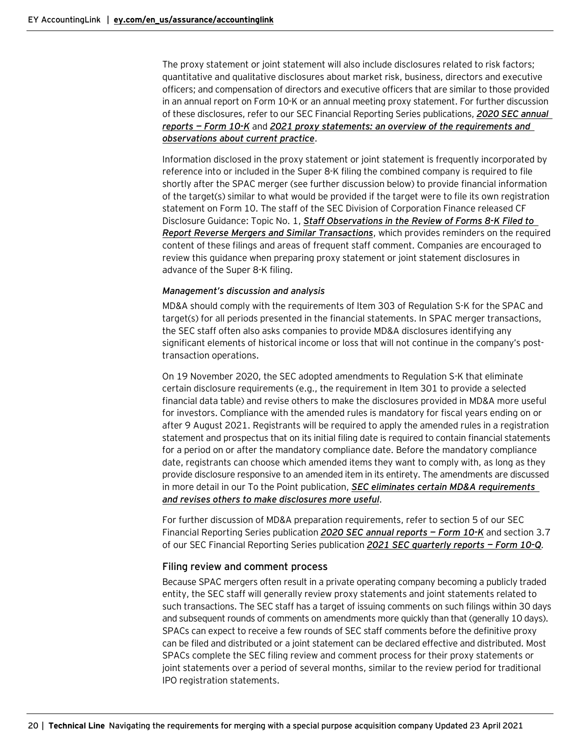The proxy statement or joint statement will also include disclosures related to risk factors; quantitative and qualitative disclosures about market risk, business, directors and executive officers; and compensation of directors and executive officers that are similar to those provided in an annual report on Form 10-K or an annual meeting proxy statement. For further discussion of these disclosures, refer to our SEC Financial Reporting Series publications, ***2020 SEC annual reports — Form 10-K*** and ***2021 proxy statements: an overview of the requirements and observations about current practice***.

Information disclosed in the proxy statement or joint statement is frequently incorporated by reference into or included in the Super 8-K filing the combined company is required to file shortly after the SPAC merger (see further discussion below) to provide financial information of the target(s) similar to what would be provided if the target were to file its own registration statement on Form 10. The staff of the SEC Division of Corporation Finance released CF Disclosure Guidance: Topic No. 1, ***Staff Observations in the Review of Forms 8-K Filed to Report Reverse Mergers and Similar Transactions***, which provides reminders on the required content of these filings and areas of frequent staff comment. Companies are encouraged to review this guidance when preparing proxy statement or joint statement disclosures in advance of the Super 8-K filing.

*Management's discussion and analysis*

MD&A should comply with the requirements of Item 303 of Regulation S-K for the SPAC and target(s) for all periods presented in the financial statements. In SPAC merger transactions, the SEC staff often also asks companies to provide MD&A disclosures identifying any significant elements of historical income or loss that will not continue in the company's post-transaction operations.

On 19 November 2020, the SEC adopted amendments to Regulation S-K that eliminate certain disclosure requirements (e.g., the requirement in Item 301 to provide a selected financial data table) and revise others to make the disclosures provided in MD&A more useful for investors. Compliance with the amended rules is mandatory for fiscal years ending on or after 9 August 2021. Registrants will be required to apply the amended rules in a registration statement and prospectus that on its initial filing date is required to contain financial statements for a period on or after the mandatory compliance date. Before the mandatory compliance date, registrants can choose which amended items they want to comply with, as long as they provide disclosure responsive to an amended item in its entirety. The amendments are discussed in more detail in our To the Point publication, ***SEC eliminates certain MD&A requirements and revises others to make disclosures more useful***.

For further discussion of MD&A preparation requirements, refer to section 5 of our SEC Financial Reporting Series publication ***2020 SEC annual reports — Form 10-K*** and section 3.7 of our SEC Financial Reporting Series publication ***2021 SEC quarterly reports — Form 10-Q***.

## Filing review and comment process

Because SPAC mergers often result in a private operating company becoming a publicly traded entity, the SEC staff will generally review proxy statements and joint statements related to such transactions. The SEC staff has a target of issuing comments on such filings within 30 days and subsequent rounds of comments on amendments more quickly than that (generally 10 days). SPACs can expect to receive a few rounds of SEC staff comments before the definitive proxy can be filed and distributed or a joint statement can be declared effective and distributed. Most SPACs complete the SEC filing review and comment process for their proxy statements or joint statements over a period of several months, similar to the review period for traditional IPO registration statements.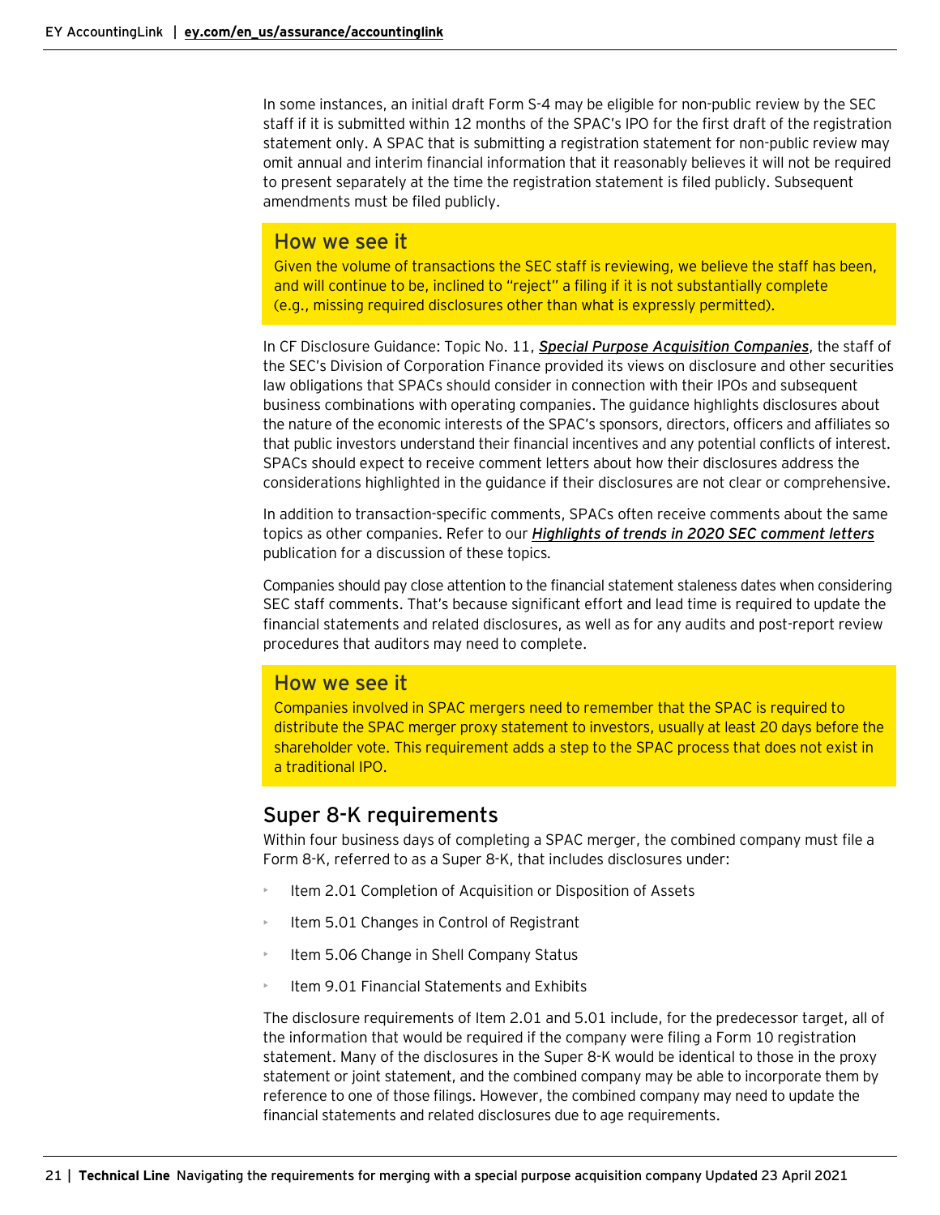In some instances, an initial draft Form S-4 may be eligible for non-public review by the SEC staff if it is submitted within 12 months of the SPAC's IPO for the first draft of the registration statement only. A SPAC that is submitting a registration statement for non-public review may omit annual and interim financial information that it reasonably believes it will not be required to present separately at the time the registration statement is filed publicly. Subsequent amendments must be filed publicly.

> **How we see it**
>
> Given the volume of transactions the SEC staff is reviewing, we believe the staff has been, and will continue to be, inclined to "reject" a filing if it is not substantially complete (e.g., missing required disclosures other than what is expressly permitted).

In CF Disclosure Guidance: Topic No. 11, ***Special Purpose Acquisition Companies***, the staff of the SEC's Division of Corporation Finance provided its views on disclosure and other securities law obligations that SPACs should consider in connection with their IPOs and subsequent business combinations with operating companies. The guidance highlights disclosures about the nature of the economic interests of the SPAC's sponsors, directors, officers and affiliates so that public investors understand their financial incentives and any potential conflicts of interest. SPACs should expect to receive comment letters about how their disclosures address the considerations highlighted in the guidance if their disclosures are not clear or comprehensive.

In addition to transaction-specific comments, SPACs often receive comments about the same topics as other companies. Refer to our ***Highlights of trends in 2020 SEC comment letters*** publication for a discussion of these topics.

Companies should pay close attention to the financial statement staleness dates when considering SEC staff comments. That's because significant effort and lead time is required to update the financial statements and related disclosures, as well as for any audits and post-report review procedures that auditors may need to complete.

> **How we see it**
>
> Companies involved in SPAC mergers need to remember that the SPAC is required to distribute the SPAC merger proxy statement to investors, usually at least 20 days before the shareholder vote. This requirement adds a step to the SPAC process that does not exist in a traditional IPO.

## Super 8-K requirements

Within four business days of completing a SPAC merger, the combined company must file a Form 8-K, referred to as a Super 8-K, that includes disclosures under:

- Item 2.01 Completion of Acquisition or Disposition of Assets
- Item 5.01 Changes in Control of Registrant
- Item 5.06 Change in Shell Company Status
- Item 9.01 Financial Statements and Exhibits

The disclosure requirements of Item 2.01 and 5.01 include, for the predecessor target, all of the information that would be required if the company were filing a Form 10 registration statement. Many of the disclosures in the Super 8-K would be identical to those in the proxy statement or joint statement, and the combined company may be able to incorporate them by reference to one of those filings. However, the combined company may need to update the financial statements and related disclosures due to age requirements.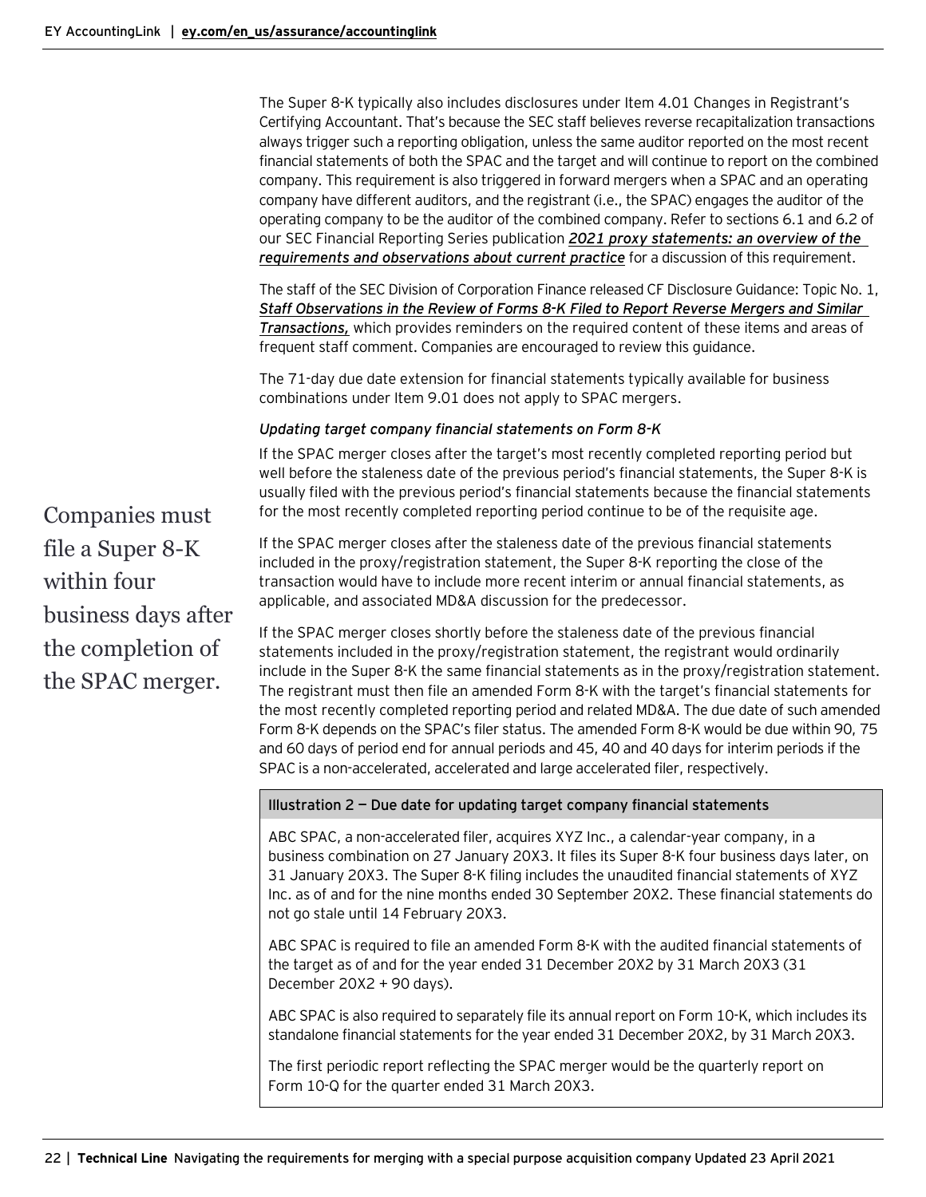The Super 8-K typically also includes disclosures under Item 4.01 Changes in Registrant's Certifying Accountant. That's because the SEC staff believes reverse recapitalization transactions always trigger such a reporting obligation, unless the same auditor reported on the most recent financial statements of both the SPAC and the target and will continue to report on the combined company. This requirement is also triggered in forward mergers when a SPAC and an operating company have different auditors, and the registrant (i.e., the SPAC) engages the auditor of the operating company to be the auditor of the combined company. Refer to sections 6.1 and 6.2 of our SEC Financial Reporting Series publication ***2021 proxy statements: an overview of the requirements and observations about current practice*** for a discussion of this requirement.

The staff of the SEC Division of Corporation Finance released CF Disclosure Guidance: Topic No. 1, ***Staff Observations in the Review of Forms 8-K Filed to Report Reverse Mergers and Similar Transactions,*** which provides reminders on the required content of these items and areas of frequent staff comment. Companies are encouraged to review this guidance.

The 71-day due date extension for financial statements typically available for business combinations under Item 9.01 does not apply to SPAC mergers.

Companies must file a Super 8-K within four business days after the completion of the SPAC merger.

*Updating target company financial statements on Form 8-K*

If the SPAC merger closes after the target's most recently completed reporting period but well before the staleness date of the previous period's financial statements, the Super 8-K is usually filed with the previous period's financial statements because the financial statements for the most recently completed reporting period continue to be of the requisite age.

If the SPAC merger closes after the staleness date of the previous financial statements included in the proxy/registration statement, the Super 8-K reporting the close of the transaction would have to include more recent interim or annual financial statements, as applicable, and associated MD&A discussion for the predecessor.

If the SPAC merger closes shortly before the staleness date of the previous financial statements included in the proxy/registration statement, the registrant would ordinarily include in the Super 8-K the same financial statements as in the proxy/registration statement. The registrant must then file an amended Form 8-K with the target's financial statements for the most recently completed reporting period and related MD&A. The due date of such amended Form 8-K depends on the SPAC's filer status. The amended Form 8-K would be due within 90, 75 and 60 days of period end for annual periods and 45, 40 and 40 days for interim periods if the SPAC is a non-accelerated, accelerated and large accelerated filer, respectively.

**Illustration 2 — Due date for updating target company financial statements**

ABC SPAC, a non-accelerated filer, acquires XYZ Inc., a calendar-year company, in a business combination on 27 January 20X3. It files its Super 8-K four business days later, on 31 January 20X3. The Super 8-K filing includes the unaudited financial statements of XYZ Inc. as of and for the nine months ended 30 September 20X2. These financial statements do not go stale until 14 February 20X3.

ABC SPAC is required to file an amended Form 8-K with the audited financial statements of the target as of and for the year ended 31 December 20X2 by 31 March 20X3 (31 December 20X2 + 90 days).

ABC SPAC is also required to separately file its annual report on Form 10-K, which includes its standalone financial statements for the year ended 31 December 20X2, by 31 March 20X3.

The first periodic report reflecting the SPAC merger would be the quarterly report on Form 10-Q for the quarter ended 31 March 20X3.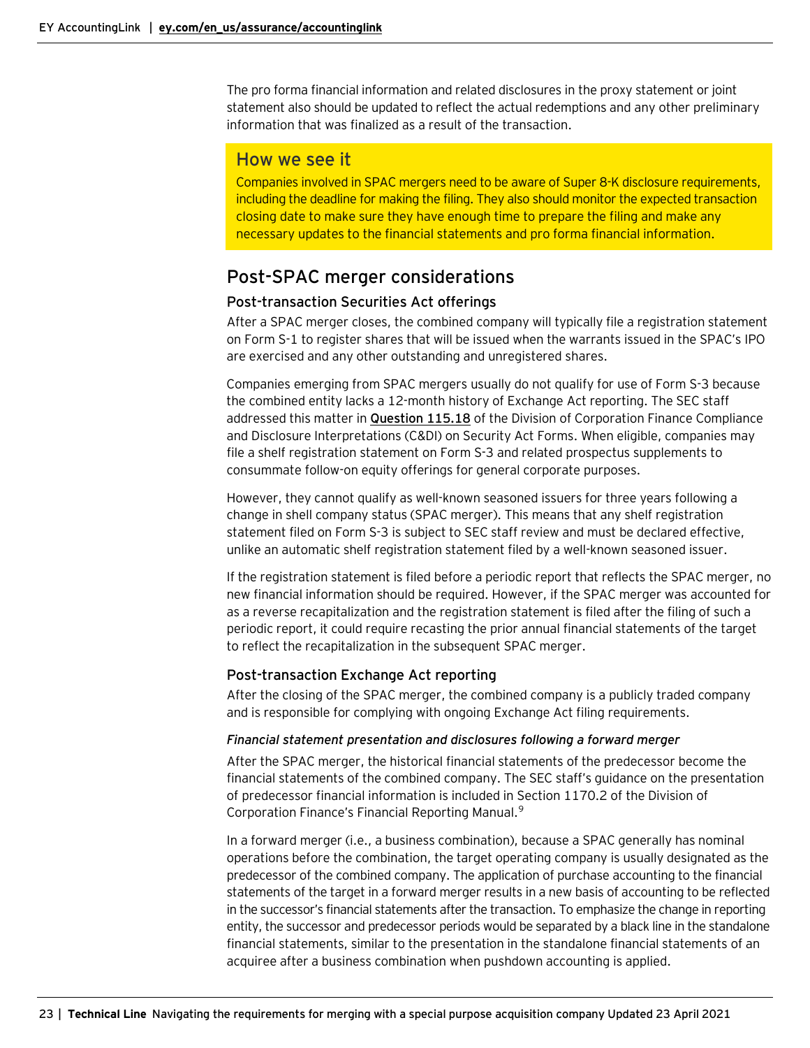The pro forma financial information and related disclosures in the proxy statement or joint statement also should be updated to reflect the actual redemptions and any other preliminary information that was finalized as a result of the transaction.

> **How we see it**
>
> Companies involved in SPAC mergers need to be aware of Super 8-K disclosure requirements, including the deadline for making the filing. They also should monitor the expected transaction closing date to make sure they have enough time to prepare the filing and make any necessary updates to the financial statements and pro forma financial information.

## Post-SPAC merger considerations

### Post-transaction Securities Act offerings

After a SPAC merger closes, the combined company will typically file a registration statement on Form S-1 to register shares that will be issued when the warrants issued in the SPAC's IPO are exercised and any other outstanding and unregistered shares.

Companies emerging from SPAC mergers usually do not qualify for use of Form S-3 because the combined entity lacks a 12-month history of Exchange Act reporting. The SEC staff addressed this matter in **Question 115.18** of the Division of Corporation Finance Compliance and Disclosure Interpretations (C&DI) on Security Act Forms. When eligible, companies may file a shelf registration statement on Form S-3 and related prospectus supplements to consummate follow-on equity offerings for general corporate purposes.

However, they cannot qualify as well-known seasoned issuers for three years following a change in shell company status (SPAC merger). This means that any shelf registration statement filed on Form S-3 is subject to SEC staff review and must be declared effective, unlike an automatic shelf registration statement filed by a well-known seasoned issuer.

If the registration statement is filed before a periodic report that reflects the SPAC merger, no new financial information should be required. However, if the SPAC merger was accounted for as a reverse recapitalization and the registration statement is filed after the filing of such a periodic report, it could require recasting the prior annual financial statements of the target to reflect the recapitalization in the subsequent SPAC merger.

### Post-transaction Exchange Act reporting

After the closing of the SPAC merger, the combined company is a publicly traded company and is responsible for complying with ongoing Exchange Act filing requirements.

#### *Financial statement presentation and disclosures following a forward merger*

After the SPAC merger, the historical financial statements of the predecessor become the financial statements of the combined company. The SEC staff's guidance on the presentation of predecessor financial information is included in Section 1170.2 of the Division of Corporation Finance's Financial Reporting Manual.[9]

In a forward merger (i.e., a business combination), because a SPAC generally has nominal operations before the combination, the target operating company is usually designated as the predecessor of the combined company. The application of purchase accounting to the financial statements of the target in a forward merger results in a new basis of accounting to be reflected in the successor's financial statements after the transaction. To emphasize the change in reporting entity, the successor and predecessor periods would be separated by a black line in the standalone financial statements, similar to the presentation in the standalone financial statements of an acquiree after a business combination when pushdown accounting is applied.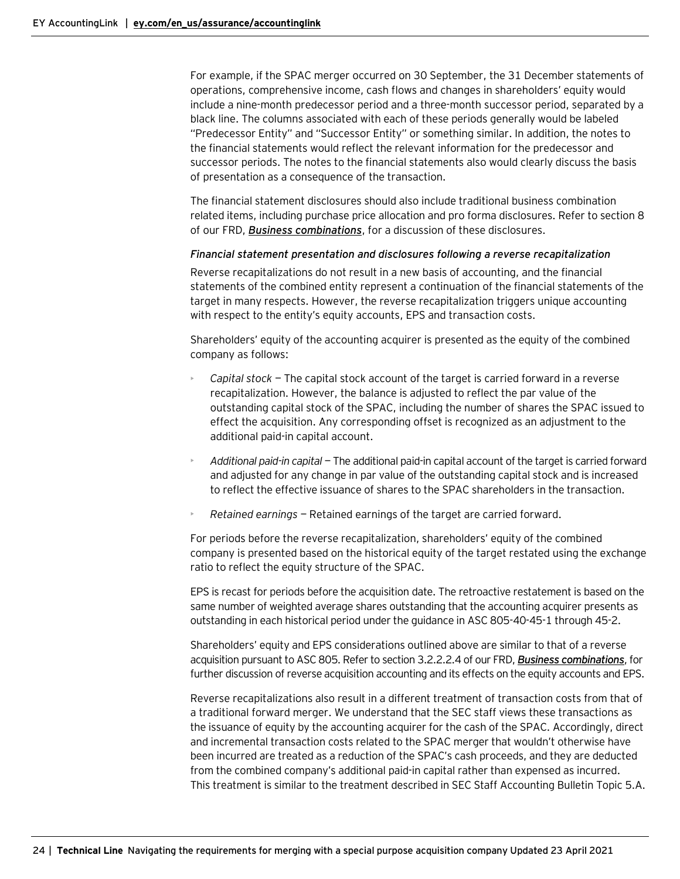For example, if the SPAC merger occurred on 30 September, the 31 December statements of operations, comprehensive income, cash flows and changes in shareholders' equity would include a nine-month predecessor period and a three-month successor period, separated by a black line. The columns associated with each of these periods generally would be labeled "Predecessor Entity" and "Successor Entity" or something similar. In addition, the notes to the financial statements would reflect the relevant information for the predecessor and successor periods. The notes to the financial statements also would clearly discuss the basis of presentation as a consequence of the transaction.

The financial statement disclosures should also include traditional business combination related items, including purchase price allocation and pro forma disclosures. Refer to section 8 of our FRD, ***Business combinations***, for a discussion of these disclosures.

*Financial statement presentation and disclosures following a reverse recapitalization*

Reverse recapitalizations do not result in a new basis of accounting, and the financial statements of the combined entity represent a continuation of the financial statements of the target in many respects. However, the reverse recapitalization triggers unique accounting with respect to the entity's equity accounts, EPS and transaction costs.

Shareholders' equity of the accounting acquirer is presented as the equity of the combined company as follows:

- *Capital stock* — The capital stock account of the target is carried forward in a reverse recapitalization. However, the balance is adjusted to reflect the par value of the outstanding capital stock of the SPAC, including the number of shares the SPAC issued to effect the acquisition. Any corresponding offset is recognized as an adjustment to the additional paid-in capital account.
- *Additional paid-in capital* — The additional paid-in capital account of the target is carried forward and adjusted for any change in par value of the outstanding capital stock and is increased to reflect the effective issuance of shares to the SPAC shareholders in the transaction.
- *Retained earnings* — Retained earnings of the target are carried forward.

For periods before the reverse recapitalization, shareholders' equity of the combined company is presented based on the historical equity of the target restated using the exchange ratio to reflect the equity structure of the SPAC.

EPS is recast for periods before the acquisition date. The retroactive restatement is based on the same number of weighted average shares outstanding that the accounting acquirer presents as outstanding in each historical period under the guidance in ASC 805-40-45-1 through 45-2.

Shareholders' equity and EPS considerations outlined above are similar to that of a reverse acquisition pursuant to ASC 805. Refer to section 3.2.2.2.4 of our FRD, ***Business combinations***, for further discussion of reverse acquisition accounting and its effects on the equity accounts and EPS.

Reverse recapitalizations also result in a different treatment of transaction costs from that of a traditional forward merger. We understand that the SEC staff views these transactions as the issuance of equity by the accounting acquirer for the cash of the SPAC. Accordingly, direct and incremental transaction costs related to the SPAC merger that wouldn't otherwise have been incurred are treated as a reduction of the SPAC's cash proceeds, and they are deducted from the combined company's additional paid-in capital rather than expensed as incurred. This treatment is similar to the treatment described in SEC Staff Accounting Bulletin Topic 5.A.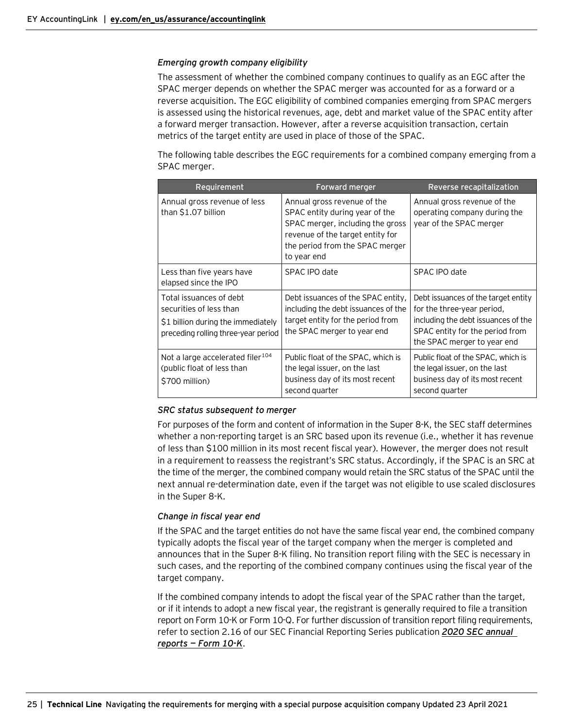*Emerging growth company eligibility*

The assessment of whether the combined company continues to qualify as an EGC after the SPAC merger depends on whether the SPAC merger was accounted for as a forward or a reverse acquisition. The EGC eligibility of combined companies emerging from SPAC mergers is assessed using the historical revenues, age, debt and market value of the SPAC entity after a forward merger transaction. However, after a reverse acquisition transaction, certain metrics of the target entity are used in place of those of the SPAC.

The following table describes the EGC requirements for a combined company emerging from a SPAC merger.

| Requirement | Forward merger | Reverse recapitalization |
|---|---|---|
| Annual gross revenue of less than $1.07 billion | Annual gross revenue of the SPAC entity during year of the SPAC merger, including the gross revenue of the target entity for the period from the SPAC merger to year end | Annual gross revenue of the operating company during the year of the SPAC merger |
| Less than five years have elapsed since the IPO | SPAC IPO date | SPAC IPO date |
| Total issuances of debt securities of less than $1 billion during the immediately preceding rolling three-year period | Debt issuances of the SPAC entity, including the debt issuances of the target entity for the period from the SPAC merger to year end | Debt issuances of the target entity for the three-year period, including the debt issuances of the SPAC entity for the period from the SPAC merger to year end |
| Not a large accelerated filer[104] (public float of less than $700 million) | Public float of the SPAC, which is the legal issuer, on the last business day of its most recent second quarter | Public float of the SPAC, which is the legal issuer, on the last business day of its most recent second quarter |

*SRC status subsequent to merger*

For purposes of the form and content of information in the Super 8-K, the SEC staff determines whether a non-reporting target is an SRC based upon its revenue (i.e., whether it has revenue of less than $100 million in its most recent fiscal year). However, the merger does not result in a requirement to reassess the registrant's SRC status. Accordingly, if the SPAC is an SRC at the time of the merger, the combined company would retain the SRC status of the SPAC until the next annual re-determination date, even if the target was not eligible to use scaled disclosures in the Super 8-K.

*Change in fiscal year end*

If the SPAC and the target entities do not have the same fiscal year end, the combined company typically adopts the fiscal year of the target company when the merger is completed and announces that in the Super 8-K filing. No transition report filing with the SEC is necessary in such cases, and the reporting of the combined company continues using the fiscal year of the target company.

If the combined company intends to adopt the fiscal year of the SPAC rather than the target, or if it intends to adopt a new fiscal year, the registrant is generally required to file a transition report on Form 10-K or Form 10-Q. For further discussion of transition report filing requirements, refer to section 2.16 of our SEC Financial Reporting Series publication ***2020 SEC annual reports — Form 10-K***.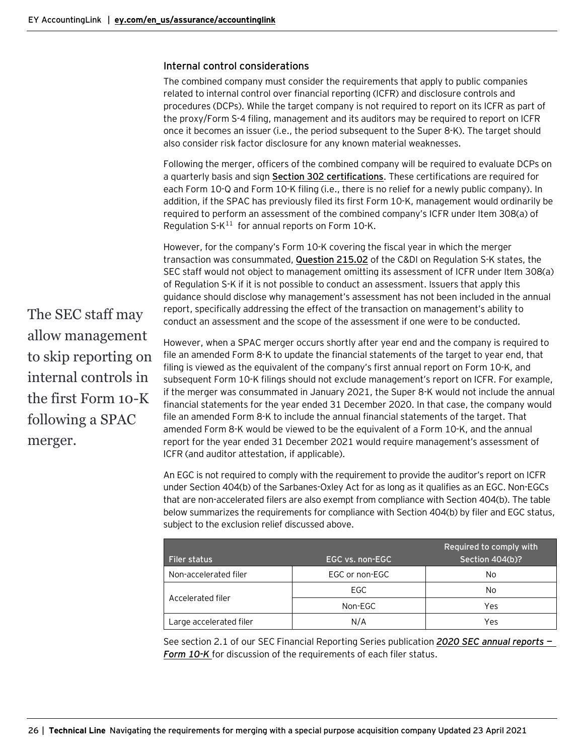### Internal control considerations

The combined company must consider the requirements that apply to public companies related to internal control over financial reporting (ICFR) and disclosure controls and procedures (DCPs). While the target company is not required to report on its ICFR as part of the proxy/Form S-4 filing, management and its auditors may be required to report on ICFR once it becomes an issuer (i.e., the period subsequent to the Super 8-K). The target should also consider risk factor disclosure for any known material weaknesses.

Following the merger, officers of the combined company will be required to evaluate DCPs on a quarterly basis and sign **Section 302 certifications**. These certifications are required for each Form 10-Q and Form 10-K filing (i.e., there is no relief for a newly public company). In addition, if the SPAC has previously filed its first Form 10-K, management would ordinarily be required to perform an assessment of the combined company's ICFR under Item 308(a) of Regulation S-K[11] for annual reports on Form 10-K.

However, for the company's Form 10-K covering the fiscal year in which the merger transaction was consummated, **Question 215.02** of the C&DI on Regulation S-K states, the SEC staff would not object to management omitting its assessment of ICFR under Item 308(a) of Regulation S-K if it is not possible to conduct an assessment. Issuers that apply this guidance should disclose why management's assessment has not been included in the annual report, specifically addressing the effect of the transaction on management's ability to conduct an assessment and the scope of the assessment if one were to be conducted.

The SEC staff may allow management to skip reporting on internal controls in the first Form 10-K following a SPAC merger.

However, when a SPAC merger occurs shortly after year end and the company is required to file an amended Form 8-K to update the financial statements of the target to year end, that filing is viewed as the equivalent of the company's first annual report on Form 10-K, and subsequent Form 10-K filings should not exclude management's report on ICFR. For example, if the merger was consummated in January 2021, the Super 8-K would not include the annual financial statements for the year ended 31 December 2020. In that case, the company would file an amended Form 8-K to include the annual financial statements of the target. That amended Form 8-K would be viewed to be the equivalent of a Form 10-K, and the annual report for the year ended 31 December 2021 would require management's assessment of ICFR (and auditor attestation, if applicable).

An EGC is not required to comply with the requirement to provide the auditor's report on ICFR under Section 404(b) of the Sarbanes-Oxley Act for as long as it qualifies as an EGC. Non-EGCs that are non-accelerated filers are also exempt from compliance with Section 404(b). The table below summarizes the requirements for compliance with Section 404(b) by filer and EGC status, subject to the exclusion relief discussed above.

| Filer status | EGC vs. non-EGC | Required to comply with Section 404(b)? |
|---|---|---|
| Non-accelerated filer | EGC or non-EGC | No |
| Accelerated filer | EGC | No |
| | Non-EGC | Yes |
| Large accelerated filer | N/A | Yes |

See section 2.1 of our SEC Financial Reporting Series publication ***2020 SEC annual reports — Form 10-K*** for discussion of the requirements of each filer status.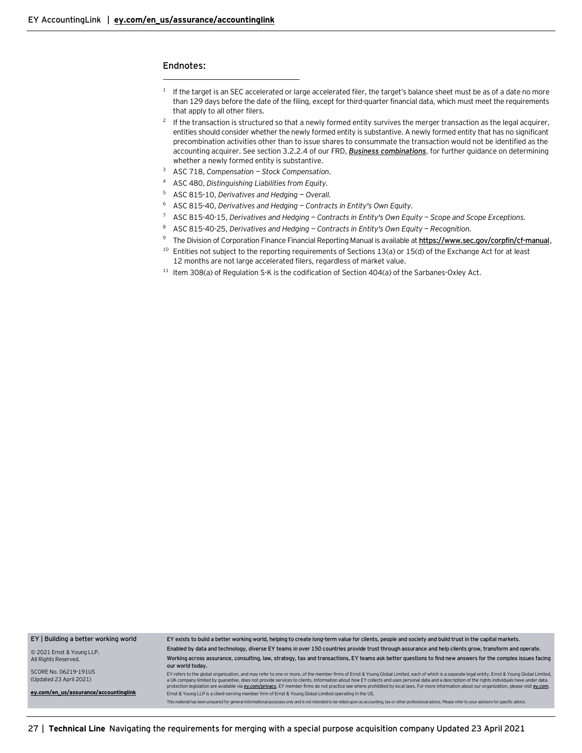## Endnotes:

1. If the target is an SEC accelerated or large accelerated filer, the target's balance sheet must be as of a date no more than 129 days before the date of the filing, except for third-quarter financial data, which must meet the requirements that apply to all other filers.
2. If the transaction is structured so that a newly formed entity survives the merger transaction as the legal acquirer, entities should consider whether the newly formed entity is substantive. A newly formed entity that has no significant precombination activities other than to issue shares to consummate the transaction would not be identified as the accounting acquirer. See section 3.2.2.4 of our FRD, ***Business combinations***, for further guidance on determining whether a newly formed entity is substantive.
3. ASC 718, *Compensation — Stock Compensation*.
4. ASC 480, *Distinguishing Liabilities from Equity*.
5. ASC 815-10, *Derivatives and Hedging — Overall*.
6. ASC 815-40, *Derivatives and Hedging — Contracts in Entity's Own Equity*.
7. ASC 815-40-15, *Derivatives and Hedging — Contracts in Entity's Own Equity — Scope and Scope Exceptions*.
8. ASC 815-40-25, *Derivatives and Hedging — Contracts in Entity's Own Equity — Recognition*.
9. The Division of Corporation Finance Financial Reporting Manual is available at **https://www.sec.gov/corpfin/cf-manual**.
10. Entities not subject to the reporting requirements of Sections 13(a) or 15(d) of the Exchange Act for at least 12 months are not large accelerated filers, regardless of market value.
11. Item 308(a) of Regulation S-K is the codification of Section 404(a) of the Sarbanes-Oxley Act.

**EY | Building a better working world**

© 2021 Ernst & Young LLP.
All Rights Reserved.

SCORE No. 06219-191US
(Updated 23 April 2021)

**ey.com/en_us/assurance/accountinglink**

EY exists to build a better working world, helping to create long-term value for clients, people and society and build trust in the capital markets.

Enabled by data and technology, diverse EY teams in over 150 countries provide trust through assurance and help clients grow, transform and operate.

Working across assurance, consulting, law, strategy, tax and transactions, EY teams ask better questions to find new answers for the complex issues facing our world today.

EY refers to the global organization, and may refer to one or more, of the member firms of Ernst & Young Global Limited, each of which is a separate legal entity. Ernst & Young Global Limited, a UK company limited by guarantee, does not provide services to clients. Information about how EY collects and uses personal data and a description of the rights individuals have under data protection legislation are available via **ey.com/privacy**. EY member firms do not practice law where prohibited by local laws. For more information about our organization, please visit **ey.com**.

Ernst & Young LLP is a client-serving member firm of Ernst & Young Global Limited operating in the US.

This material has been prepared for general informational purposes only and is not intended to be relied upon as accounting, tax or other professional advice. Please refer to your advisors for specific advice.